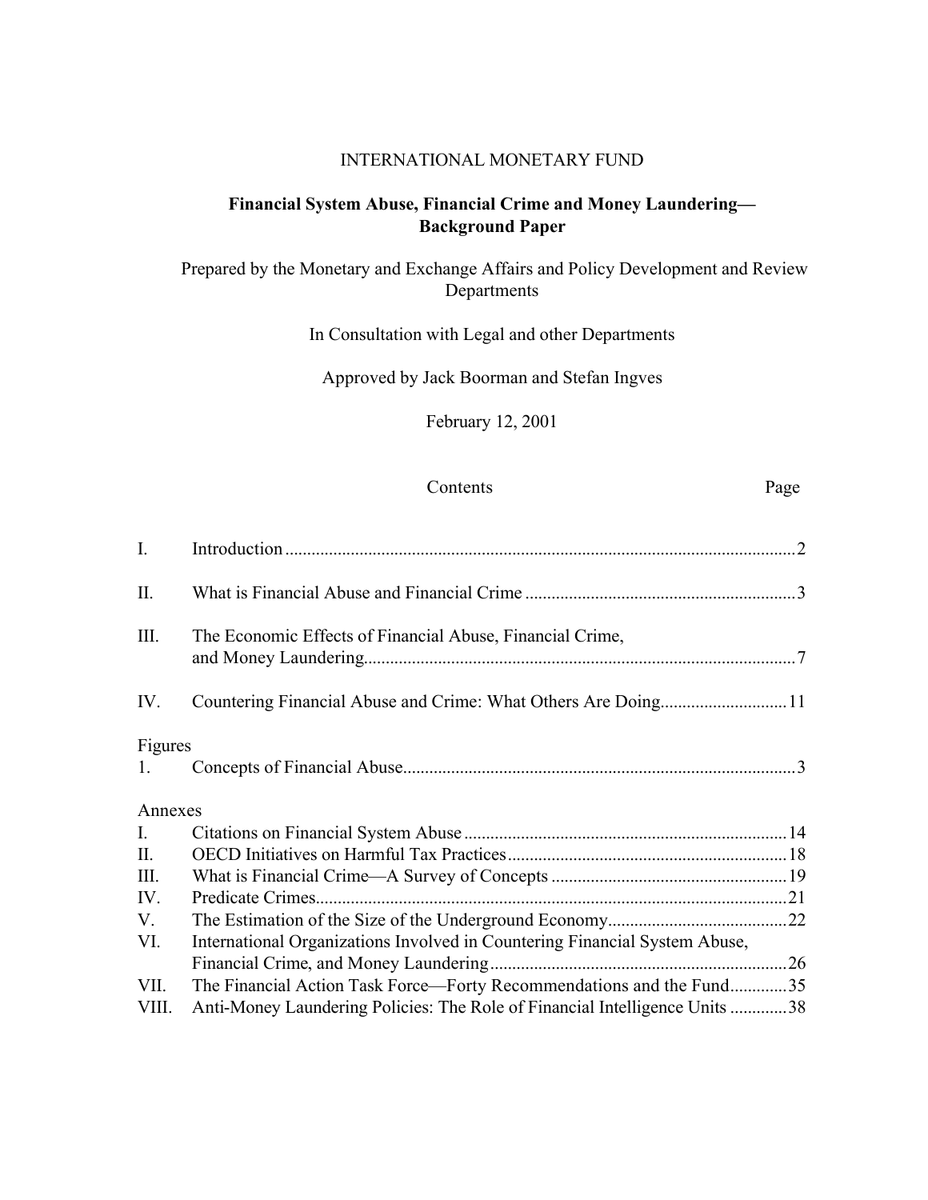INTERNATIONAL MONETARY FUND

# Financial System Abuse, Financial Crime and Money Laundering—Background Paper

Prepared by the Monetary and Exchange Affairs and Policy Development and Review Departments

In Consultation with Legal and other Departments

Approved by Jack Boorman and Stefan Ingves

February 12, 2001

| | Contents | Page |
|---|---|---|
| I. | Introduction | 2 |
| II. | What is Financial Abuse and Financial Crime | 3 |
| III. | The Economic Effects of Financial Abuse, Financial Crime, and Money Laundering | 7 |
| IV. | Countering Financial Abuse and Crime: What Others Are Doing | 11 |
| **Figures** | | |
| 1. | Concepts of Financial Abuse | 3 |
| **Annexes** | | |
| I. | Citations on Financial System Abuse | 14 |
| II. | OECD Initiatives on Harmful Tax Practices | 18 |
| III. | What is Financial Crime—A Survey of Concepts | 19 |
| IV. | Predicate Crimes | 21 |
| V. | The Estimation of the Size of the Underground Economy | 22 |
| VI. | International Organizations Involved in Countering Financial System Abuse, Financial Crime, and Money Laundering | 26 |
| VII. | The Financial Action Task Force—Forty Recommendations and the Fund | 35 |
| VIII. | Anti-Money Laundering Policies: The Role of Financial Intelligence Units | 38 |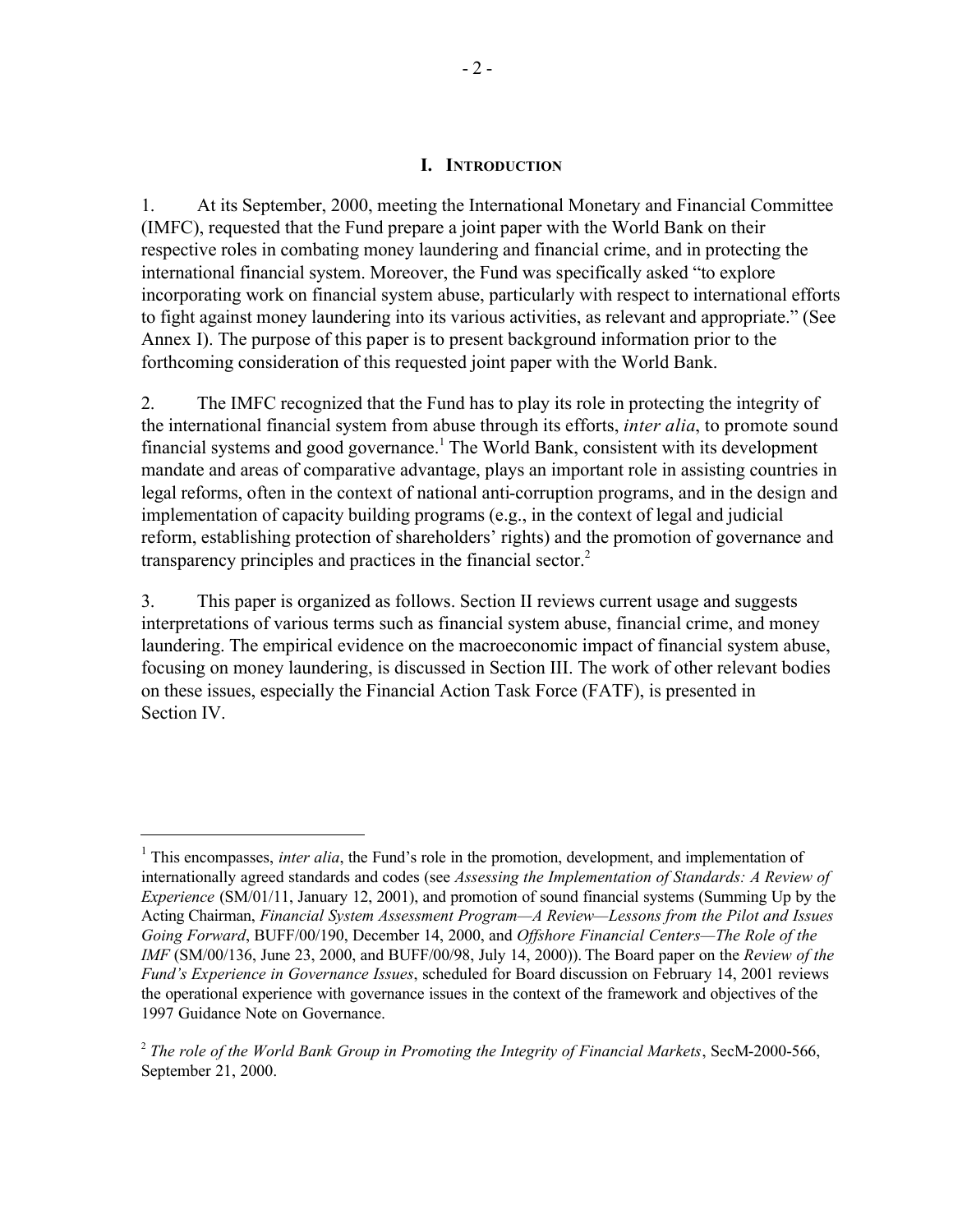# I. Introduction

1. At its September, 2000, meeting the International Monetary and Financial Committee (IMFC), requested that the Fund prepare a joint paper with the World Bank on their respective roles in combating money laundering and financial crime, and in protecting the international financial system. Moreover, the Fund was specifically asked "to explore incorporating work on financial system abuse, particularly with respect to international efforts to fight against money laundering into its various activities, as relevant and appropriate." (See Annex I). The purpose of this paper is to present background information prior to the forthcoming consideration of this requested joint paper with the World Bank.

2. The IMFC recognized that the Fund has to play its role in protecting the integrity of the international financial system from abuse through its efforts, *inter alia*, to promote sound financial systems and good governance.[1] The World Bank, consistent with its development mandate and areas of comparative advantage, plays an important role in assisting countries in legal reforms, often in the context of national anti-corruption programs, and in the design and implementation of capacity building programs (e.g., in the context of legal and judicial reform, establishing protection of shareholders' rights) and the promotion of governance and transparency principles and practices in the financial sector.[2]

3. This paper is organized as follows. Section II reviews current usage and suggests interpretations of various terms such as financial system abuse, financial crime, and money laundering. The empirical evidence on the macroeconomic impact of financial system abuse, focusing on money laundering, is discussed in Section III. The work of other relevant bodies on these issues, especially the Financial Action Task Force (FATF), is presented in Section IV.

---

[1] This encompasses, *inter alia*, the Fund's role in the promotion, development, and implementation of internationally agreed standards and codes (see *Assessing the Implementation of Standards: A Review of Experience* (SM/01/11, January 12, 2001), and promotion of sound financial systems (Summing Up by the Acting Chairman, *Financial System Assessment Program—A Review—Lessons from the Pilot and Issues Going Forward*, BUFF/00/190, December 14, 2000, and *Offshore Financial Centers—The Role of the IMF* (SM/00/136, June 23, 2000, and BUFF/00/98, July 14, 2000)). The Board paper on the *Review of the Fund's Experience in Governance Issues*, scheduled for Board discussion on February 14, 2001 reviews the operational experience with governance issues in the context of the framework and objectives of the 1997 Guidance Note on Governance.

[2] *The role of the World Bank Group in Promoting the Integrity of Financial Markets*, SecM-2000-566, September 21, 2000.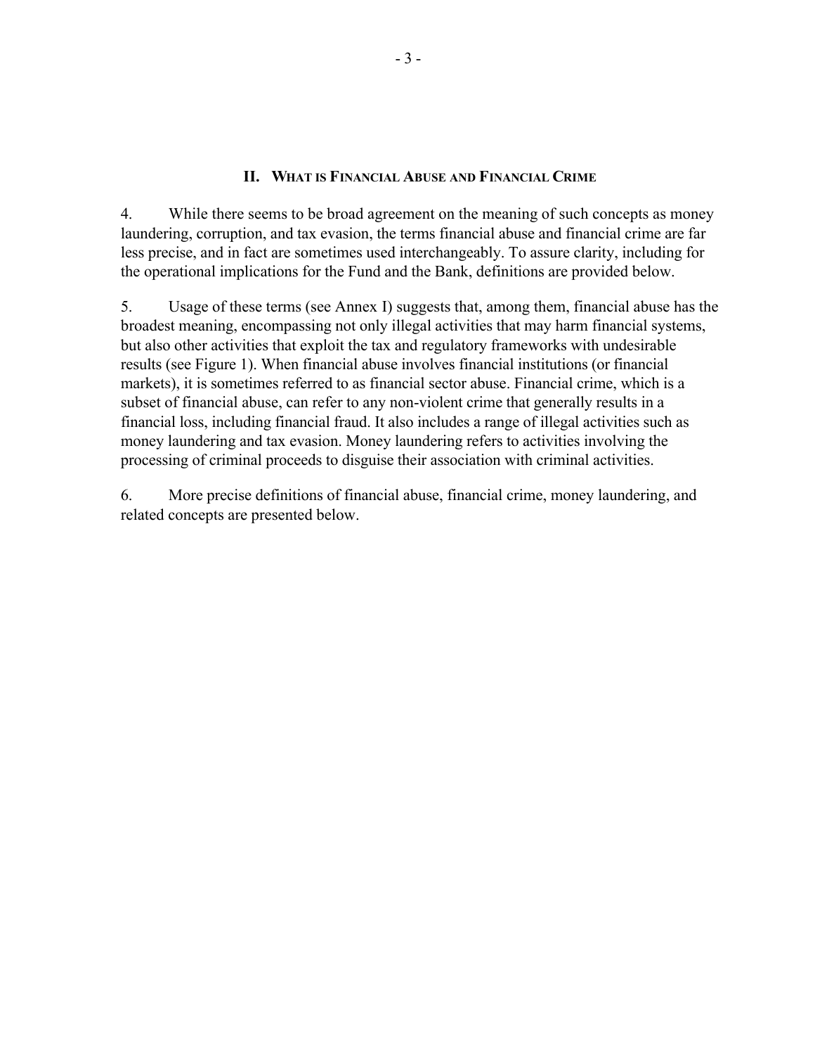## II. What is Financial Abuse and Financial Crime

4. While there seems to be broad agreement on the meaning of such concepts as money laundering, corruption, and tax evasion, the terms financial abuse and financial crime are far less precise, and in fact are sometimes used interchangeably. To assure clarity, including for the operational implications for the Fund and the Bank, definitions are provided below.

5. Usage of these terms (see Annex I) suggests that, among them, financial abuse has the broadest meaning, encompassing not only illegal activities that may harm financial systems, but also other activities that exploit the tax and regulatory frameworks with undesirable results (see Figure 1). When financial abuse involves financial institutions (or financial markets), it is sometimes referred to as financial sector abuse. Financial crime, which is a subset of financial abuse, can refer to any non-violent crime that generally results in a financial loss, including financial fraud. It also includes a range of illegal activities such as money laundering and tax evasion. Money laundering refers to activities involving the processing of criminal proceeds to disguise their association with criminal activities.

6. More precise definitions of financial abuse, financial crime, money laundering, and related concepts are presented below.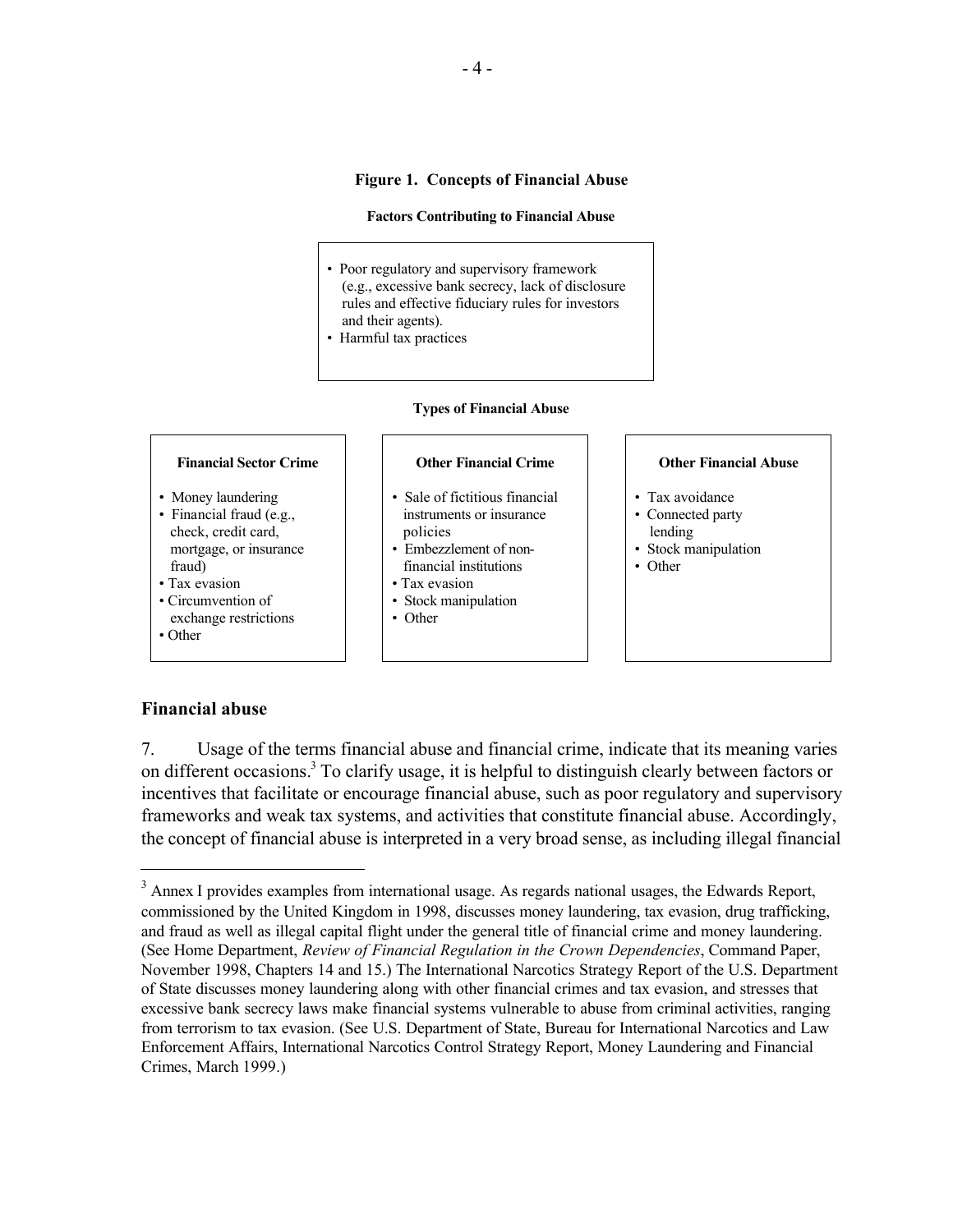**Figure 1. Concepts of Financial Abuse**

**Factors Contributing to Financial Abuse**

- Poor regulatory and supervisory framework (e.g., excessive bank secrecy, lack of disclosure rules and effective fiduciary rules for investors and their agents).
- Harmful tax practices

**Types of Financial Abuse**

| Financial Sector Crime | Other Financial Crime | Other Financial Abuse |
|---|---|---|
| • Money laundering<br>• Financial fraud (e.g., check, credit card, mortgage, or insurance fraud)<br>• Tax evasion<br>• Circumvention of exchange restrictions<br>• Other | • Sale of fictitious financial instruments or insurance policies<br>• Embezzlement of non-financial institutions<br>• Tax evasion<br>• Stock manipulation<br>• Other | • Tax avoidance<br>• Connected party lending<br>• Stock manipulation<br>• Other |

## Financial abuse

7. Usage of the terms financial abuse and financial crime, indicate that its meaning varies on different occasions.[3] To clarify usage, it is helpful to distinguish clearly between factors or incentives that facilitate or encourage financial abuse, such as poor regulatory and supervisory frameworks and weak tax systems, and activities that constitute financial abuse. Accordingly, the concept of financial abuse is interpreted in a very broad sense, as including illegal financial

---

[3] Annex I provides examples from international usage. As regards national usages, the Edwards Report, commissioned by the United Kingdom in 1998, discusses money laundering, tax evasion, drug trafficking, and fraud as well as illegal capital flight under the general title of financial crime and money laundering. (See Home Department, *Review of Financial Regulation in the Crown Dependencies*, Command Paper, November 1998, Chapters 14 and 15.) The International Narcotics Strategy Report of the U.S. Department of State discusses money laundering along with other financial crimes and tax evasion, and stresses that excessive bank secrecy laws make financial systems vulnerable to abuse from criminal activities, ranging from terrorism to tax evasion. (See U.S. Department of State, Bureau for International Narcotics and Law Enforcement Affairs, International Narcotics Control Strategy Report, Money Laundering and Financial Crimes, March 1999.)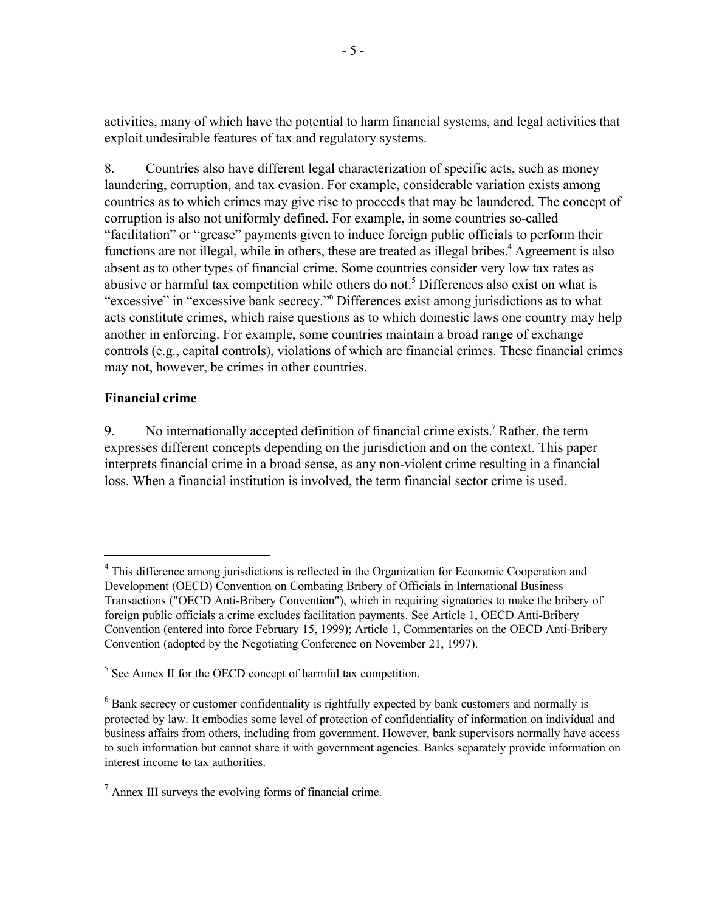activities, many of which have the potential to harm financial systems, and legal activities that exploit undesirable features of tax and regulatory systems.

8. Countries also have different legal characterization of specific acts, such as money laundering, corruption, and tax evasion. For example, considerable variation exists among countries as to which crimes may give rise to proceeds that may be laundered. The concept of corruption is also not uniformly defined. For example, in some countries so-called "facilitation" or "grease" payments given to induce foreign public officials to perform their functions are not illegal, while in others, these are treated as illegal bribes.[4] Agreement is also absent as to other types of financial crime. Some countries consider very low tax rates as abusive or harmful tax competition while others do not.[5] Differences also exist on what is "excessive" in "excessive bank secrecy."[6] Differences exist among jurisdictions as to what acts constitute crimes, which raise questions as to which domestic laws one country may help another in enforcing. For example, some countries maintain a broad range of exchange controls (e.g., capital controls), violations of which are financial crimes. These financial crimes may not, however, be crimes in other countries.

### Financial crime

9. No internationally accepted definition of financial crime exists.[7] Rather, the term expresses different concepts depending on the jurisdiction and on the context. This paper interprets financial crime in a broad sense, as any non-violent crime resulting in a financial loss. When a financial institution is involved, the term financial sector crime is used.

---

[4] This difference among jurisdictions is reflected in the Organization for Economic Cooperation and Development (OECD) Convention on Combating Bribery of Officials in International Business Transactions ("OECD Anti-Bribery Convention"), which in requiring signatories to make the bribery of foreign public officials a crime excludes facilitation payments. See Article 1, OECD Anti-Bribery Convention (entered into force February 15, 1999); Article 1, Commentaries on the OECD Anti-Bribery Convention (adopted by the Negotiating Conference on November 21, 1997).

[5] See Annex II for the OECD concept of harmful tax competition.

[6] Bank secrecy or customer confidentiality is rightfully expected by bank customers and normally is protected by law. It embodies some level of protection of confidentiality of information on individual and business affairs from others, including from government. However, bank supervisors normally have access to such information but cannot share it with government agencies. Banks separately provide information on interest income to tax authorities.

[7] Annex III surveys the evolving forms of financial crime.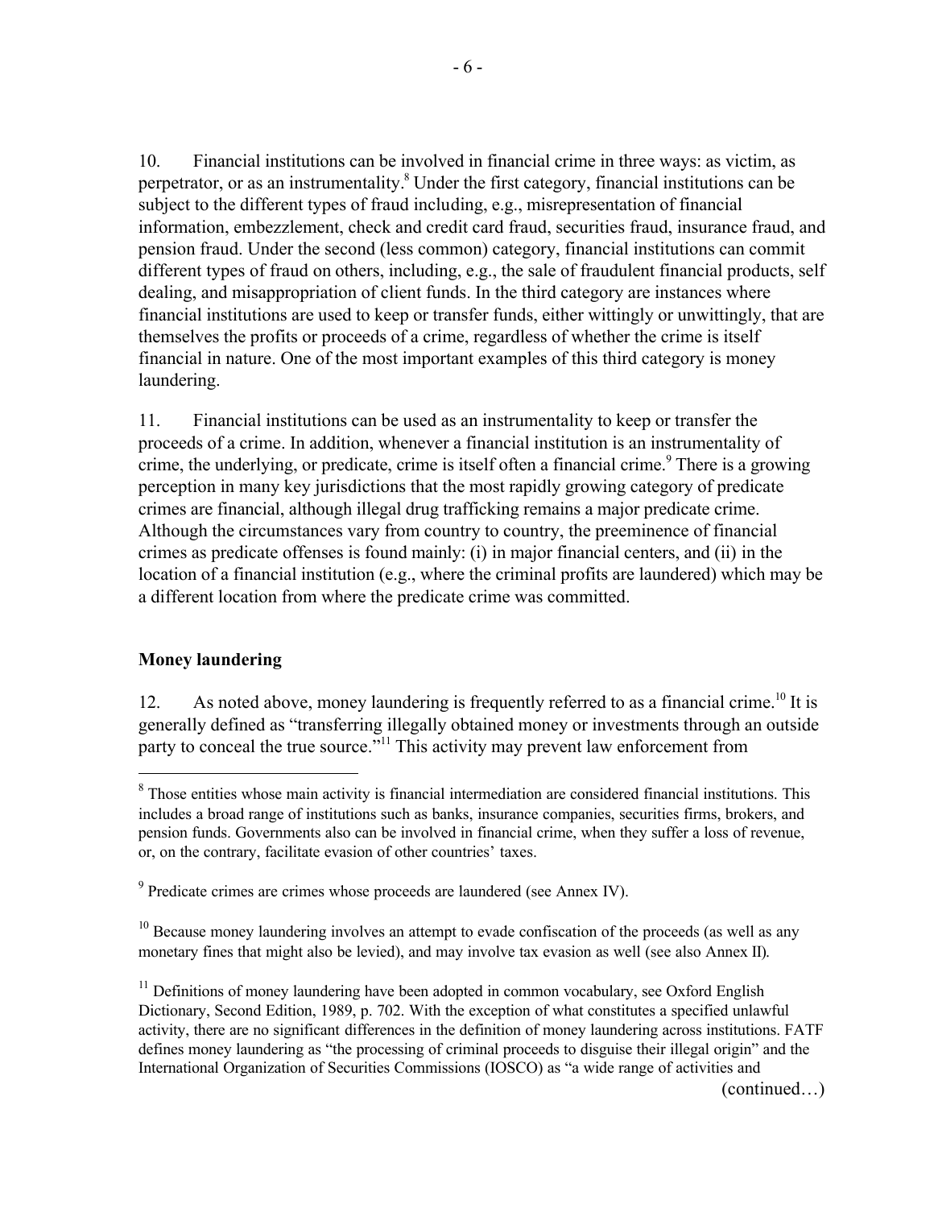10. Financial institutions can be involved in financial crime in three ways: as victim, as perpetrator, or as an instrumentality.[8] Under the first category, financial institutions can be subject to the different types of fraud including, e.g., misrepresentation of financial information, embezzlement, check and credit card fraud, securities fraud, insurance fraud, and pension fraud. Under the second (less common) category, financial institutions can commit different types of fraud on others, including, e.g., the sale of fraudulent financial products, self dealing, and misappropriation of client funds. In the third category are instances where financial institutions are used to keep or transfer funds, either wittingly or unwittingly, that are themselves the profits or proceeds of a crime, regardless of whether the crime is itself financial in nature. One of the most important examples of this third category is money laundering.

11. Financial institutions can be used as an instrumentality to keep or transfer the proceeds of a crime. In addition, whenever a financial institution is an instrumentality of crime, the underlying, or predicate, crime is itself often a financial crime.[9] There is a growing perception in many key jurisdictions that the most rapidly growing category of predicate crimes are financial, although illegal drug trafficking remains a major predicate crime. Although the circumstances vary from country to country, the preeminence of financial crimes as predicate offenses is found mainly: (i) in major financial centers, and (ii) in the location of a financial institution (e.g., where the criminal profits are laundered) which may be a different location from where the predicate crime was committed.

## Money laundering

12. As noted above, money laundering is frequently referred to as a financial crime.[10] It is generally defined as "transferring illegally obtained money or investments through an outside party to conceal the true source."[11] This activity may prevent law enforcement from

---

[8] Those entities whose main activity is financial intermediation are considered financial institutions. This includes a broad range of institutions such as banks, insurance companies, securities firms, brokers, and pension funds. Governments also can be involved in financial crime, when they suffer a loss of revenue, or, on the contrary, facilitate evasion of other countries' taxes.

[9] Predicate crimes are crimes whose proceeds are laundered (see Annex IV).

[10] Because money laundering involves an attempt to evade confiscation of the proceeds (as well as any monetary fines that might also be levied), and may involve tax evasion as well (see also Annex II).

[11] Definitions of money laundering have been adopted in common vocabulary, see Oxford English Dictionary, Second Edition, 1989, p. 702. With the exception of what constitutes a specified unlawful activity, there are no significant differences in the definition of money laundering across institutions. FATF defines money laundering as "the processing of criminal proceeds to disguise their illegal origin" and the International Organization of Securities Commissions (IOSCO) as "a wide range of activities and

(continued…)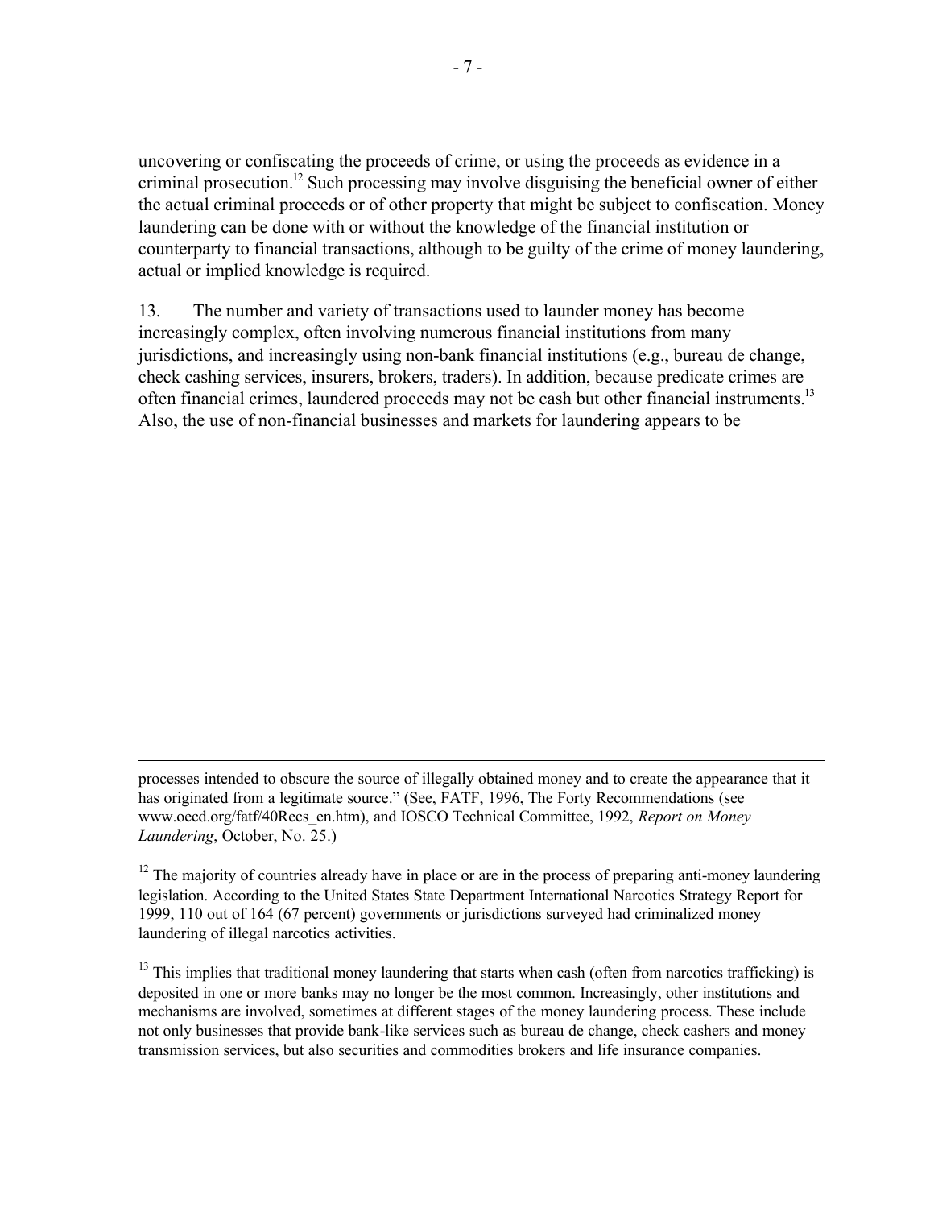uncovering or confiscating the proceeds of crime, or using the proceeds as evidence in a criminal prosecution.[12] Such processing may involve disguising the beneficial owner of either the actual criminal proceeds or of other property that might be subject to confiscation. Money laundering can be done with or without the knowledge of the financial institution or counterparty to financial transactions, although to be guilty of the crime of money laundering, actual or implied knowledge is required.

13. The number and variety of transactions used to launder money has become increasingly complex, often involving numerous financial institutions from many jurisdictions, and increasingly using non-bank financial institutions (e.g., bureau de change, check cashing services, insurers, brokers, traders). In addition, because predicate crimes are often financial crimes, laundered proceeds may not be cash but other financial instruments.[13] Also, the use of non-financial businesses and markets for laundering appears to be

---

processes intended to obscure the source of illegally obtained money and to create the appearance that it has originated from a legitimate source." (See, FATF, 1996, The Forty Recommendations (see www.oecd.org/fatf/40Recs_en.htm), and IOSCO Technical Committee, 1992, *Report on Money Laundering*, October, No. 25.)

[12] The majority of countries already have in place or are in the process of preparing anti-money laundering legislation. According to the United States State Department International Narcotics Strategy Report for 1999, 110 out of 164 (67 percent) governments or jurisdictions surveyed had criminalized money laundering of illegal narcotics activities.

[13] This implies that traditional money laundering that starts when cash (often from narcotics trafficking) is deposited in one or more banks may no longer be the most common. Increasingly, other institutions and mechanisms are involved, sometimes at different stages of the money laundering process. These include not only businesses that provide bank-like services such as bureau de change, check cashers and money transmission services, but also securities and commodities brokers and life insurance companies.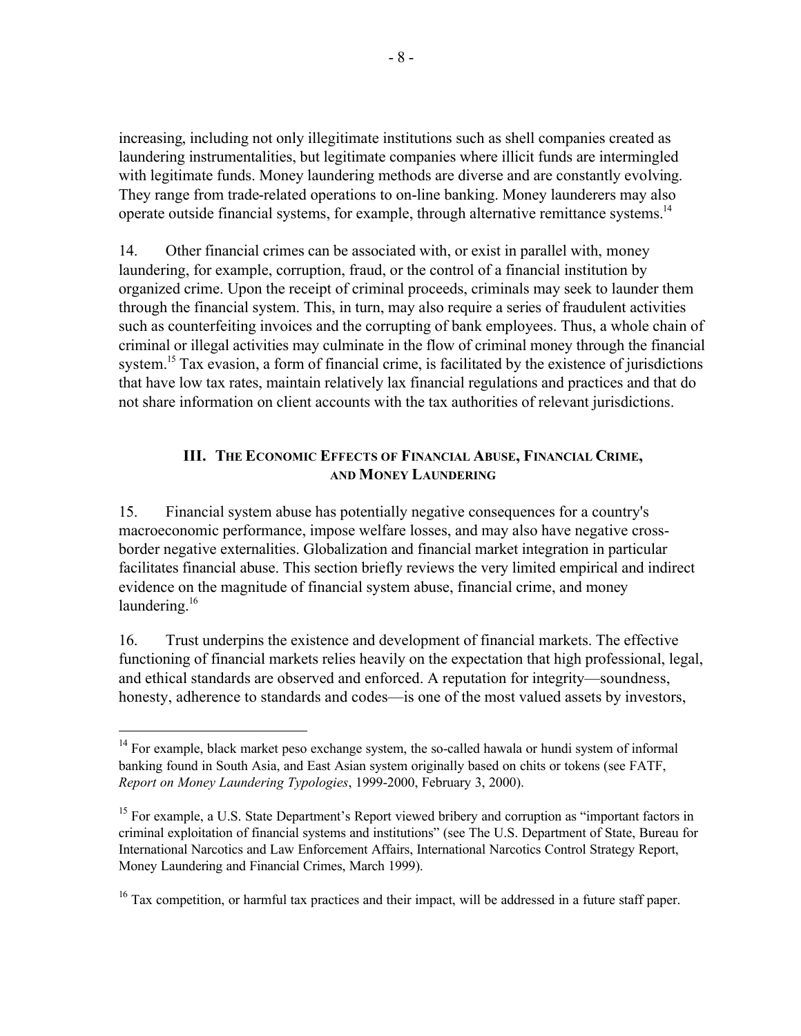increasing, including not only illegitimate institutions such as shell companies created as laundering instrumentalities, but legitimate companies where illicit funds are intermingled with legitimate funds. Money laundering methods are diverse and are constantly evolving. They range from trade-related operations to on-line banking. Money launderers may also operate outside financial systems, for example, through alternative remittance systems.[14]

14. Other financial crimes can be associated with, or exist in parallel with, money laundering, for example, corruption, fraud, or the control of a financial institution by organized crime. Upon the receipt of criminal proceeds, criminals may seek to launder them through the financial system. This, in turn, may also require a series of fraudulent activities such as counterfeiting invoices and the corrupting of bank employees. Thus, a whole chain of criminal or illegal activities may culminate in the flow of criminal money through the financial system.[15] Tax evasion, a form of financial crime, is facilitated by the existence of jurisdictions that have low tax rates, maintain relatively lax financial regulations and practices and that do not share information on client accounts with the tax authorities of relevant jurisdictions.

## III. The Economic Effects of Financial Abuse, Financial Crime, and Money Laundering

15. Financial system abuse has potentially negative consequences for a country's macroeconomic performance, impose welfare losses, and may also have negative cross-border negative externalities. Globalization and financial market integration in particular facilitates financial abuse. This section briefly reviews the very limited empirical and indirect evidence on the magnitude of financial system abuse, financial crime, and money laundering.[16]

16. Trust underpins the existence and development of financial markets. The effective functioning of financial markets relies heavily on the expectation that high professional, legal, and ethical standards are observed and enforced. A reputation for integrity—soundness, honesty, adherence to standards and codes—is one of the most valued assets by investors,

---

[14] For example, black market peso exchange system, the so-called hawala or hundi system of informal banking found in South Asia, and East Asian system originally based on chits or tokens (see FATF, *Report on Money Laundering Typologies*, 1999-2000, February 3, 2000).

[15] For example, a U.S. State Department's Report viewed bribery and corruption as "important factors in criminal exploitation of financial systems and institutions" (see The U.S. Department of State, Bureau for International Narcotics and Law Enforcement Affairs, International Narcotics Control Strategy Report, Money Laundering and Financial Crimes, March 1999).

[16] Tax competition, or harmful tax practices and their impact, will be addressed in a future staff paper.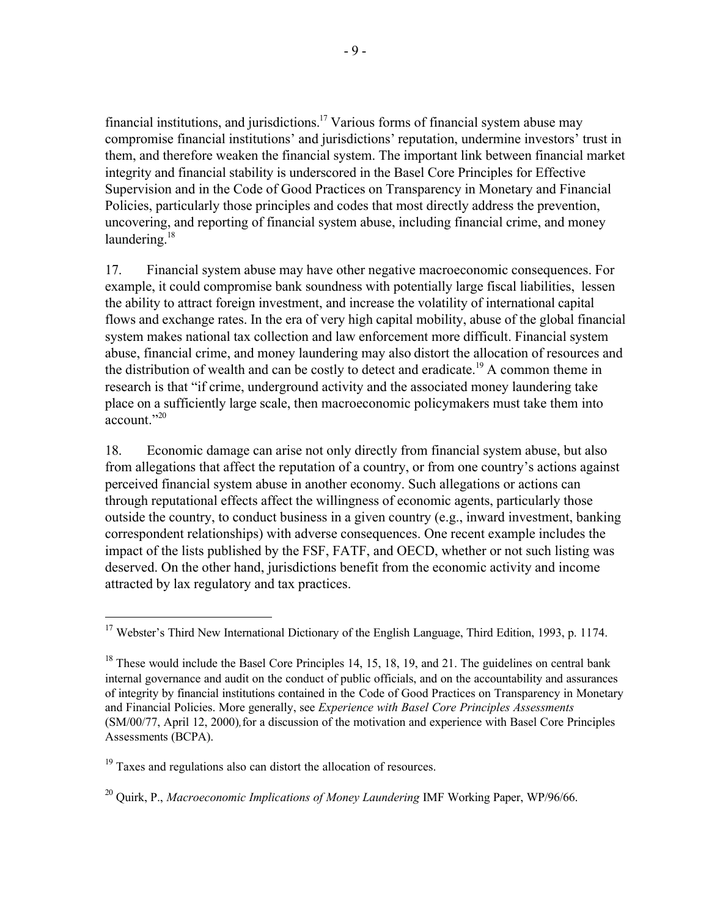financial institutions, and jurisdictions.[17] Various forms of financial system abuse may compromise financial institutions' and jurisdictions' reputation, undermine investors' trust in them, and therefore weaken the financial system. The important link between financial market integrity and financial stability is underscored in the Basel Core Principles for Effective Supervision and in the Code of Good Practices on Transparency in Monetary and Financial Policies, particularly those principles and codes that most directly address the prevention, uncovering, and reporting of financial system abuse, including financial crime, and money laundering.[18]

17. Financial system abuse may have other negative macroeconomic consequences. For example, it could compromise bank soundness with potentially large fiscal liabilities, lessen the ability to attract foreign investment, and increase the volatility of international capital flows and exchange rates. In the era of very high capital mobility, abuse of the global financial system makes national tax collection and law enforcement more difficult. Financial system abuse, financial crime, and money laundering may also distort the allocation of resources and the distribution of wealth and can be costly to detect and eradicate.[19] A common theme in research is that "if crime, underground activity and the associated money laundering take place on a sufficiently large scale, then macroeconomic policymakers must take them into account."[20]

18. Economic damage can arise not only directly from financial system abuse, but also from allegations that affect the reputation of a country, or from one country's actions against perceived financial system abuse in another economy. Such allegations or actions can through reputational effects affect the willingness of economic agents, particularly those outside the country, to conduct business in a given country (e.g., inward investment, banking correspondent relationships) with adverse consequences. One recent example includes the impact of the lists published by the FSF, FATF, and OECD, whether or not such listing was deserved. On the other hand, jurisdictions benefit from the economic activity and income attracted by lax regulatory and tax practices.

---

[17] Webster's Third New International Dictionary of the English Language, Third Edition, 1993, p. 1174.

[18] These would include the Basel Core Principles 14, 15, 18, 19, and 21. The guidelines on central bank internal governance and audit on the conduct of public officials, and on the accountability and assurances of integrity by financial institutions contained in the Code of Good Practices on Transparency in Monetary and Financial Policies. More generally, see *Experience with Basel Core Principles Assessments* (SM/00/77, April 12, 2000), for a discussion of the motivation and experience with Basel Core Principles Assessments (BCPA).

[19] Taxes and regulations also can distort the allocation of resources.

[20] Quirk, P., *Macroeconomic Implications of Money Laundering* IMF Working Paper, WP/96/66.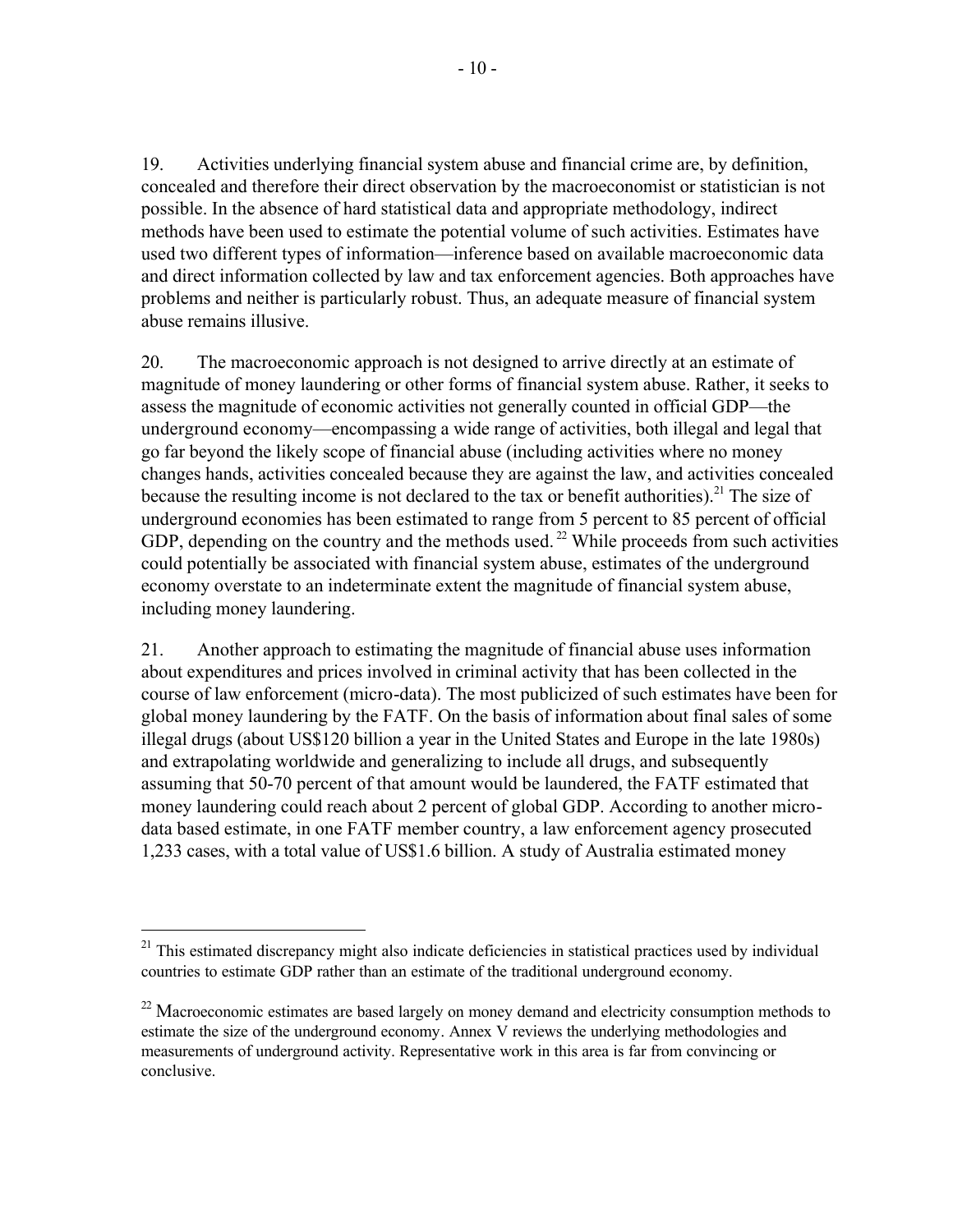19. Activities underlying financial system abuse and financial crime are, by definition, concealed and therefore their direct observation by the macroeconomist or statistician is not possible. In the absence of hard statistical data and appropriate methodology, indirect methods have been used to estimate the potential volume of such activities. Estimates have used two different types of information—inference based on available macroeconomic data and direct information collected by law and tax enforcement agencies. Both approaches have problems and neither is particularly robust. Thus, an adequate measure of financial system abuse remains illusive.

20. The macroeconomic approach is not designed to arrive directly at an estimate of magnitude of money laundering or other forms of financial system abuse. Rather, it seeks to assess the magnitude of economic activities not generally counted in official GDP—the underground economy—encompassing a wide range of activities, both illegal and legal that go far beyond the likely scope of financial abuse (including activities where no money changes hands, activities concealed because they are against the law, and activities concealed because the resulting income is not declared to the tax or benefit authorities).[21] The size of underground economies has been estimated to range from 5 percent to 85 percent of official GDP, depending on the country and the methods used.[22] While proceeds from such activities could potentially be associated with financial system abuse, estimates of the underground economy overstate to an indeterminate extent the magnitude of financial system abuse, including money laundering.

21. Another approach to estimating the magnitude of financial abuse uses information about expenditures and prices involved in criminal activity that has been collected in the course of law enforcement (micro-data). The most publicized of such estimates have been for global money laundering by the FATF. On the basis of information about final sales of some illegal drugs (about US$120 billion a year in the United States and Europe in the late 1980s) and extrapolating worldwide and generalizing to include all drugs, and subsequently assuming that 50-70 percent of that amount would be laundered, the FATF estimated that money laundering could reach about 2 percent of global GDP. According to another micro-data based estimate, in one FATF member country, a law enforcement agency prosecuted 1,233 cases, with a total value of US$1.6 billion. A study of Australia estimated money

---

[21] This estimated discrepancy might also indicate deficiencies in statistical practices used by individual countries to estimate GDP rather than an estimate of the traditional underground economy.

[22] Macroeconomic estimates are based largely on money demand and electricity consumption methods to estimate the size of the underground economy. Annex V reviews the underlying methodologies and measurements of underground activity. Representative work in this area is far from convincing or conclusive.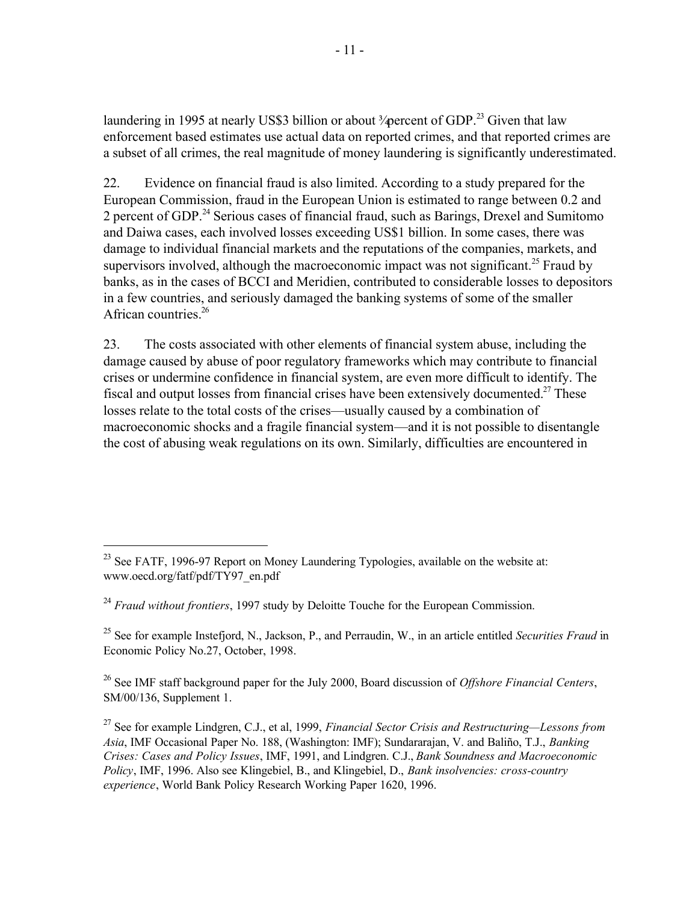laundering in 1995 at nearly US$3 billion or about ¾percent of GDP.[23] Given that law enforcement based estimates use actual data on reported crimes, and that reported crimes are a subset of all crimes, the real magnitude of money laundering is significantly underestimated.

22. Evidence on financial fraud is also limited. According to a study prepared for the European Commission, fraud in the European Union is estimated to range between 0.2 and 2 percent of GDP.[24] Serious cases of financial fraud, such as Barings, Drexel and Sumitomo and Daiwa cases, each involved losses exceeding US$1 billion. In some cases, there was damage to individual financial markets and the reputations of the companies, markets, and supervisors involved, although the macroeconomic impact was not significant.[25] Fraud by banks, as in the cases of BCCI and Meridien, contributed to considerable losses to depositors in a few countries, and seriously damaged the banking systems of some of the smaller African countries.[26]

23. The costs associated with other elements of financial system abuse, including the damage caused by abuse of poor regulatory frameworks which may contribute to financial crises or undermine confidence in financial system, are even more difficult to identify. The fiscal and output losses from financial crises have been extensively documented.[27] These losses relate to the total costs of the crises—usually caused by a combination of macroeconomic shocks and a fragile financial system—and it is not possible to disentangle the cost of abusing weak regulations on its own. Similarly, difficulties are encountered in

---

[23] See FATF, 1996-97 Report on Money Laundering Typologies, available on the website at: www.oecd.org/fatf/pdf/TY97_en.pdf

[24] *Fraud without frontiers*, 1997 study by Deloitte Touche for the European Commission.

[25] See for example Instefjord, N., Jackson, P., and Perraudin, W., in an article entitled *Securities Fraud* in Economic Policy No.27, October, 1998.

[26] See IMF staff background paper for the July 2000, Board discussion of *Offshore Financial Centers*, SM/00/136, Supplement 1.

[27] See for example Lindgren, C.J., et al, 1999, *Financial Sector Crisis and Restructuring—Lessons from Asia*, IMF Occasional Paper No. 188, (Washington: IMF); Sundararajan, V. and Baliño, T.J., *Banking Crises: Cases and Policy Issues*, IMF, 1991, and Lindgren. C.J., *Bank Soundness and Macroeconomic Policy*, IMF, 1996. Also see Klingebiel, B., and Klingebiel, D., *Bank insolvencies: cross-country experience*, World Bank Policy Research Working Paper 1620, 1996.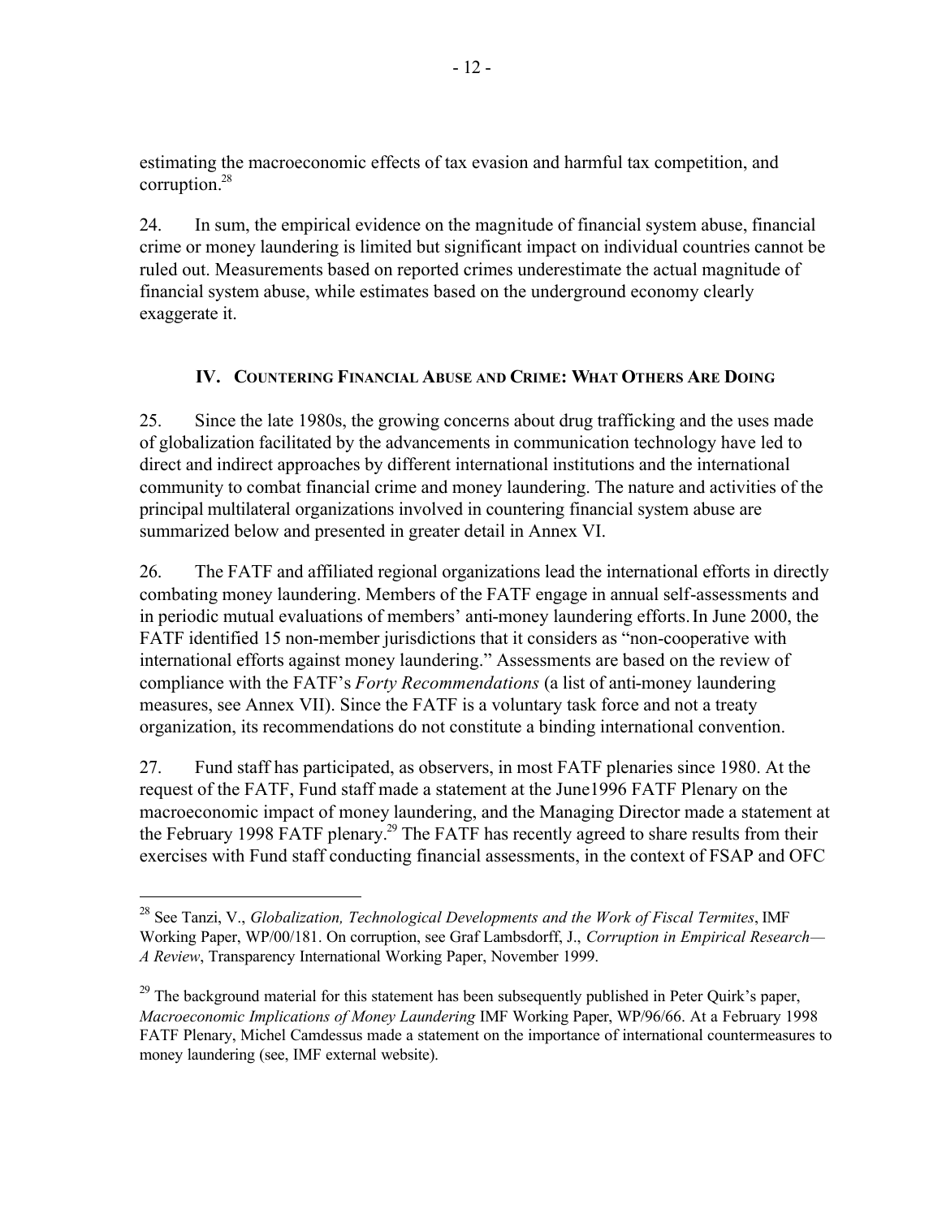estimating the macroeconomic effects of tax evasion and harmful tax competition, and corruption.[28]

24. In sum, the empirical evidence on the magnitude of financial system abuse, financial crime or money laundering is limited but significant impact on individual countries cannot be ruled out. Measurements based on reported crimes underestimate the actual magnitude of financial system abuse, while estimates based on the underground economy clearly exaggerate it.

## IV. Countering Financial Abuse and Crime: What Others Are Doing

25. Since the late 1980s, the growing concerns about drug trafficking and the uses made of globalization facilitated by the advancements in communication technology have led to direct and indirect approaches by different international institutions and the international community to combat financial crime and money laundering. The nature and activities of the principal multilateral organizations involved in countering financial system abuse are summarized below and presented in greater detail in Annex VI.

26. The FATF and affiliated regional organizations lead the international efforts in directly combating money laundering. Members of the FATF engage in annual self-assessments and in periodic mutual evaluations of members' anti-money laundering efforts. In June 2000, the FATF identified 15 non-member jurisdictions that it considers as "non-cooperative with international efforts against money laundering." Assessments are based on the review of compliance with the FATF's *Forty Recommendations* (a list of anti-money laundering measures, see Annex VII). Since the FATF is a voluntary task force and not a treaty organization, its recommendations do not constitute a binding international convention.

27. Fund staff has participated, as observers, in most FATF plenaries since 1980. At the request of the FATF, Fund staff made a statement at the June1996 FATF Plenary on the macroeconomic impact of money laundering, and the Managing Director made a statement at the February 1998 FATF plenary.[29] The FATF has recently agreed to share results from their exercises with Fund staff conducting financial assessments, in the context of FSAP and OFC

---

[28] See Tanzi, V., *Globalization, Technological Developments and the Work of Fiscal Termites*, IMF Working Paper, WP/00/181. On corruption, see Graf Lambsdorff, J., *Corruption in Empirical Research—A Review*, Transparency International Working Paper, November 1999.

[29] The background material for this statement has been subsequently published in Peter Quirk's paper, *Macroeconomic Implications of Money Laundering* IMF Working Paper, WP/96/66. At a February 1998 FATF Plenary, Michel Camdessus made a statement on the importance of international countermeasures to money laundering (see, IMF external website).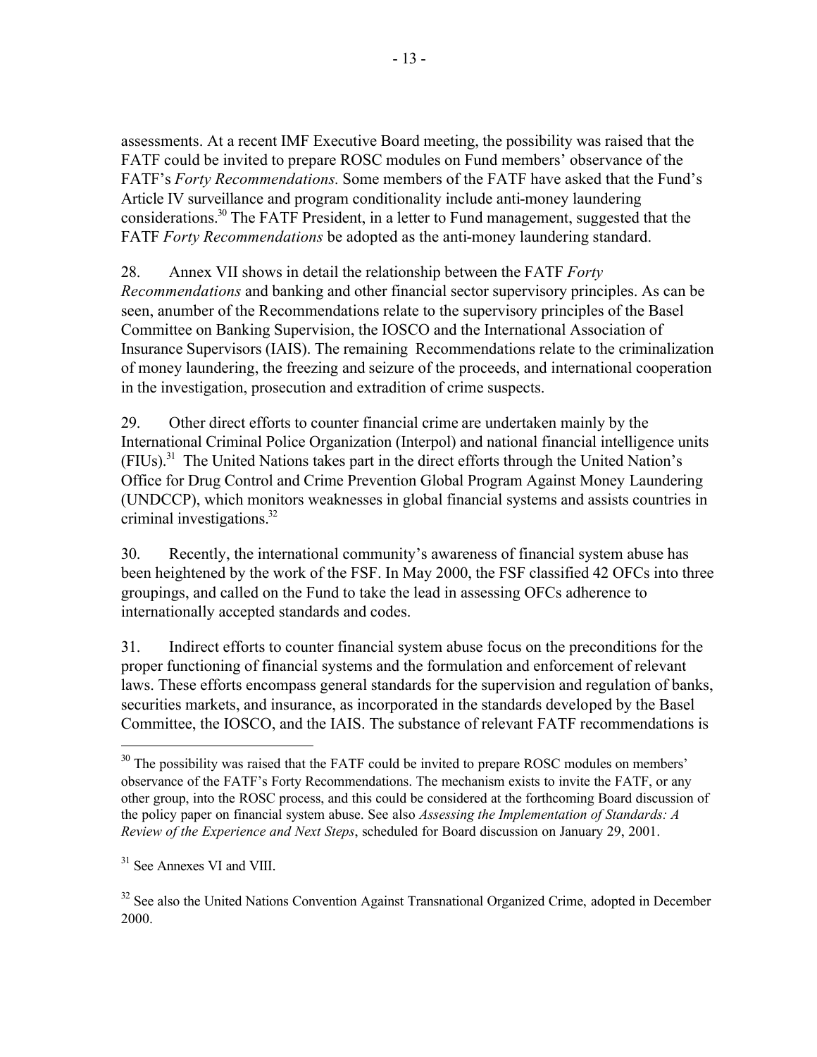assessments. At a recent IMF Executive Board meeting, the possibility was raised that the FATF could be invited to prepare ROSC modules on Fund members' observance of the FATF's *Forty Recommendations.* Some members of the FATF have asked that the Fund's Article IV surveillance and program conditionality include anti-money laundering considerations.[30] The FATF President, in a letter to Fund management, suggested that the FATF *Forty Recommendations* be adopted as the anti-money laundering standard.

28. Annex VII shows in detail the relationship between the FATF *Forty Recommendations* and banking and other financial sector supervisory principles. As can be seen, anumber of the Recommendations relate to the supervisory principles of the Basel Committee on Banking Supervision, the IOSCO and the International Association of Insurance Supervisors (IAIS). The remaining Recommendations relate to the criminalization of money laundering, the freezing and seizure of the proceeds, and international cooperation in the investigation, prosecution and extradition of crime suspects.

29. Other direct efforts to counter financial crime are undertaken mainly by the International Criminal Police Organization (Interpol) and national financial intelligence units (FIUs).[31] The United Nations takes part in the direct efforts through the United Nation's Office for Drug Control and Crime Prevention Global Program Against Money Laundering (UNDCCP), which monitors weaknesses in global financial systems and assists countries in criminal investigations.[32]

30. Recently, the international community's awareness of financial system abuse has been heightened by the work of the FSF. In May 2000, the FSF classified 42 OFCs into three groupings, and called on the Fund to take the lead in assessing OFCs adherence to internationally accepted standards and codes.

31. Indirect efforts to counter financial system abuse focus on the preconditions for the proper functioning of financial systems and the formulation and enforcement of relevant laws. These efforts encompass general standards for the supervision and regulation of banks, securities markets, and insurance, as incorporated in the standards developed by the Basel Committee, the IOSCO, and the IAIS. The substance of relevant FATF recommendations is

---

[30] The possibility was raised that the FATF could be invited to prepare ROSC modules on members' observance of the FATF's Forty Recommendations. The mechanism exists to invite the FATF, or any other group, into the ROSC process, and this could be considered at the forthcoming Board discussion of the policy paper on financial system abuse. See also *Assessing the Implementation of Standards: A Review of the Experience and Next Steps*, scheduled for Board discussion on January 29, 2001.

[31] See Annexes VI and VIII.

[32] See also the United Nations Convention Against Transnational Organized Crime, adopted in December 2000.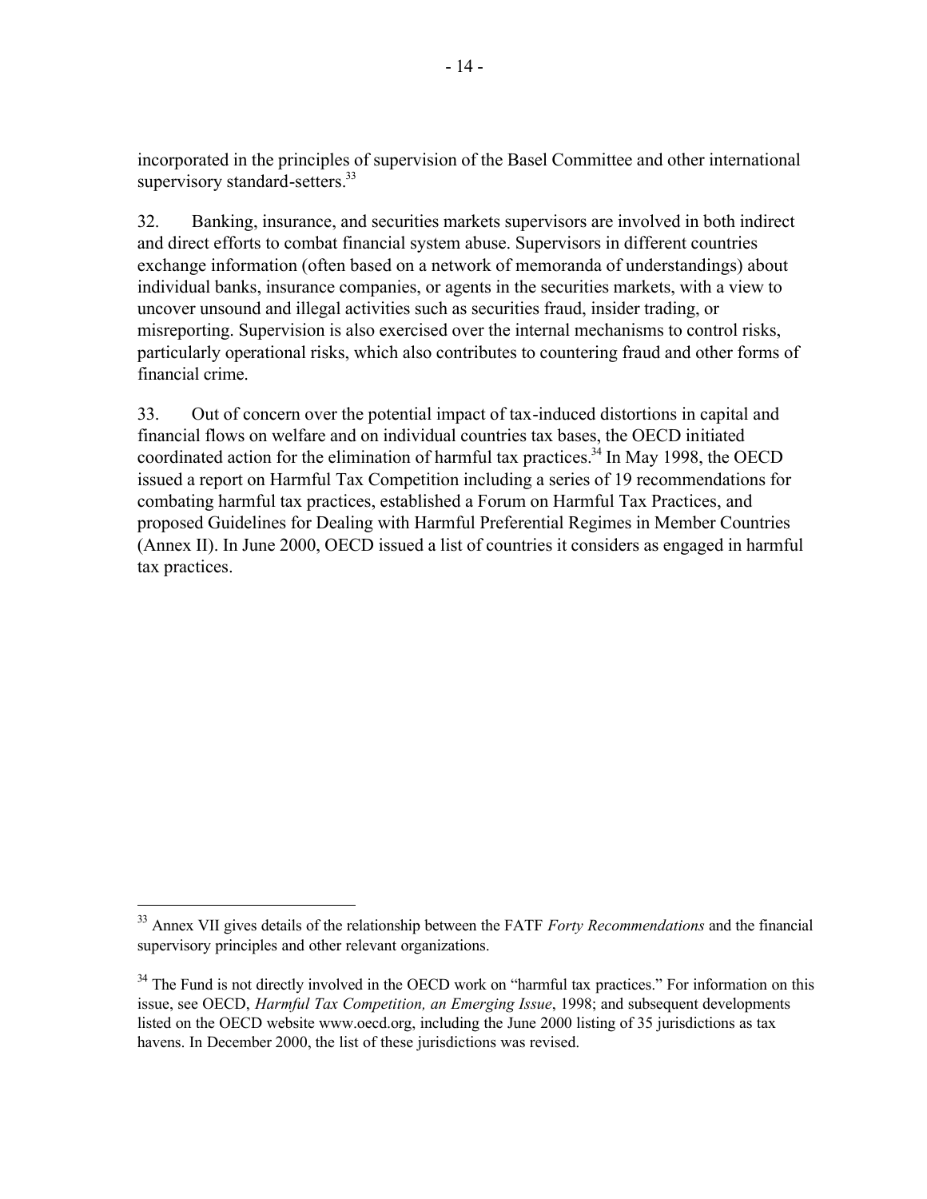incorporated in the principles of supervision of the Basel Committee and other international supervisory standard-setters.[33]

32. Banking, insurance, and securities markets supervisors are involved in both indirect and direct efforts to combat financial system abuse. Supervisors in different countries exchange information (often based on a network of memoranda of understandings) about individual banks, insurance companies, or agents in the securities markets, with a view to uncover unsound and illegal activities such as securities fraud, insider trading, or misreporting. Supervision is also exercised over the internal mechanisms to control risks, particularly operational risks, which also contributes to countering fraud and other forms of financial crime.

33. Out of concern over the potential impact of tax-induced distortions in capital and financial flows on welfare and on individual countries tax bases, the OECD initiated coordinated action for the elimination of harmful tax practices.[34] In May 1998, the OECD issued a report on Harmful Tax Competition including a series of 19 recommendations for combating harmful tax practices, established a Forum on Harmful Tax Practices, and proposed Guidelines for Dealing with Harmful Preferential Regimes in Member Countries (Annex II). In June 2000, OECD issued a list of countries it considers as engaged in harmful tax practices.

---

[33] Annex VII gives details of the relationship between the FATF *Forty Recommendations* and the financial supervisory principles and other relevant organizations.

[34] The Fund is not directly involved in the OECD work on "harmful tax practices." For information on this issue, see OECD, *Harmful Tax Competition, an Emerging Issue*, 1998; and subsequent developments listed on the OECD website www.oecd.org, including the June 2000 listing of 35 jurisdictions as tax havens. In December 2000, the list of these jurisdictions was revised.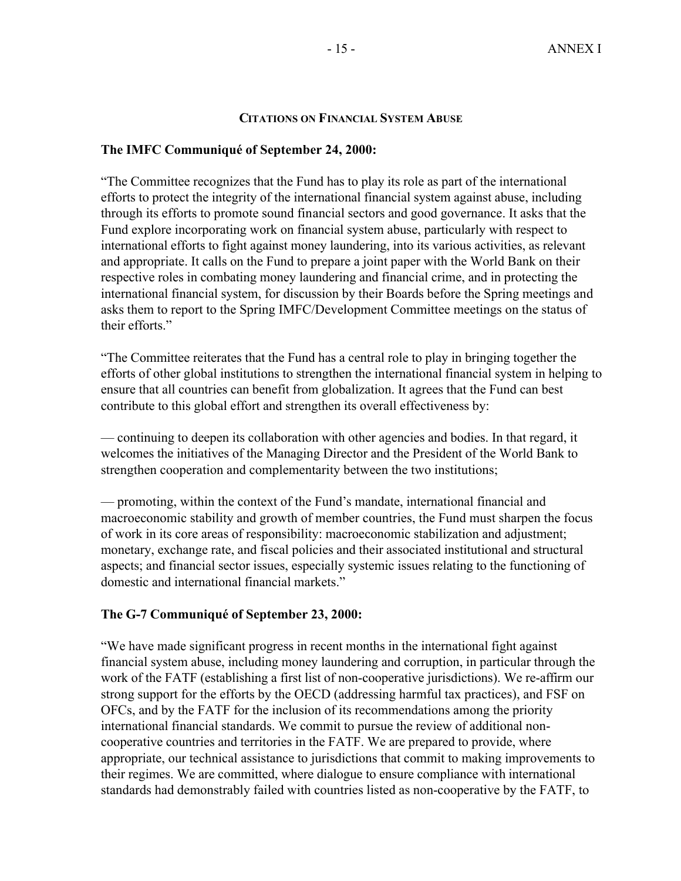## Citations on Financial System Abuse

**The IMFC Communiqué of September 24, 2000:**

"The Committee recognizes that the Fund has to play its role as part of the international efforts to protect the integrity of the international financial system against abuse, including through its efforts to promote sound financial sectors and good governance. It asks that the Fund explore incorporating work on financial system abuse, particularly with respect to international efforts to fight against money laundering, into its various activities, as relevant and appropriate. It calls on the Fund to prepare a joint paper with the World Bank on their respective roles in combating money laundering and financial crime, and in protecting the international financial system, for discussion by their Boards before the Spring meetings and asks them to report to the Spring IMFC/Development Committee meetings on the status of their efforts."

"The Committee reiterates that the Fund has a central role to play in bringing together the efforts of other global institutions to strengthen the international financial system in helping to ensure that all countries can benefit from globalization. It agrees that the Fund can best contribute to this global effort and strengthen its overall effectiveness by:

— continuing to deepen its collaboration with other agencies and bodies. In that regard, it welcomes the initiatives of the Managing Director and the President of the World Bank to strengthen cooperation and complementarity between the two institutions;

— promoting, within the context of the Fund's mandate, international financial and macroeconomic stability and growth of member countries, the Fund must sharpen the focus of work in its core areas of responsibility: macroeconomic stabilization and adjustment; monetary, exchange rate, and fiscal policies and their associated institutional and structural aspects; and financial sector issues, especially systemic issues relating to the functioning of domestic and international financial markets."

**The G-7 Communiqué of September 23, 2000:**

"We have made significant progress in recent months in the international fight against financial system abuse, including money laundering and corruption, in particular through the work of the FATF (establishing a first list of non-cooperative jurisdictions). We re-affirm our strong support for the efforts by the OECD (addressing harmful tax practices), and FSF on OFCs, and by the FATF for the inclusion of its recommendations among the priority international financial standards. We commit to pursue the review of additional non-cooperative countries and territories in the FATF. We are prepared to provide, where appropriate, our technical assistance to jurisdictions that commit to making improvements to their regimes. We are committed, where dialogue to ensure compliance with international standards had demonstrably failed with countries listed as non-cooperative by the FATF, to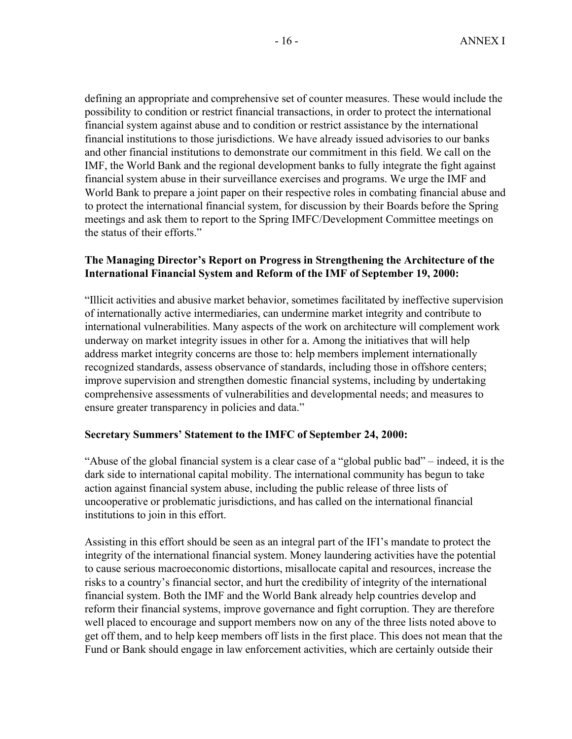defining an appropriate and comprehensive set of counter measures. These would include the possibility to condition or restrict financial transactions, in order to protect the international financial system against abuse and to condition or restrict assistance by the international financial institutions to those jurisdictions. We have already issued advisories to our banks and other financial institutions to demonstrate our commitment in this field. We call on the IMF, the World Bank and the regional development banks to fully integrate the fight against financial system abuse in their surveillance exercises and programs. We urge the IMF and World Bank to prepare a joint paper on their respective roles in combating financial abuse and to protect the international financial system, for discussion by their Boards before the Spring meetings and ask them to report to the Spring IMFC/Development Committee meetings on the status of their efforts."

**The Managing Director's Report on Progress in Strengthening the Architecture of the International Financial System and Reform of the IMF of September 19, 2000:**

"Illicit activities and abusive market behavior, sometimes facilitated by ineffective supervision of internationally active intermediaries, can undermine market integrity and contribute to international vulnerabilities. Many aspects of the work on architecture will complement work underway on market integrity issues in other for a. Among the initiatives that will help address market integrity concerns are those to: help members implement internationally recognized standards, assess observance of standards, including those in offshore centers; improve supervision and strengthen domestic financial systems, including by undertaking comprehensive assessments of vulnerabilities and developmental needs; and measures to ensure greater transparency in policies and data."

**Secretary Summers' Statement to the IMFC of September 24, 2000:**

"Abuse of the global financial system is a clear case of a "global public bad" – indeed, it is the dark side to international capital mobility. The international community has begun to take action against financial system abuse, including the public release of three lists of uncooperative or problematic jurisdictions, and has called on the international financial institutions to join in this effort.

Assisting in this effort should be seen as an integral part of the IFI's mandate to protect the integrity of the international financial system. Money laundering activities have the potential to cause serious macroeconomic distortions, misallocate capital and resources, increase the risks to a country's financial sector, and hurt the credibility of integrity of the international financial system. Both the IMF and the World Bank already help countries develop and reform their financial systems, improve governance and fight corruption. They are therefore well placed to encourage and support members now on any of the three lists noted above to get off them, and to help keep members off lists in the first place. This does not mean that the Fund or Bank should engage in law enforcement activities, which are certainly outside their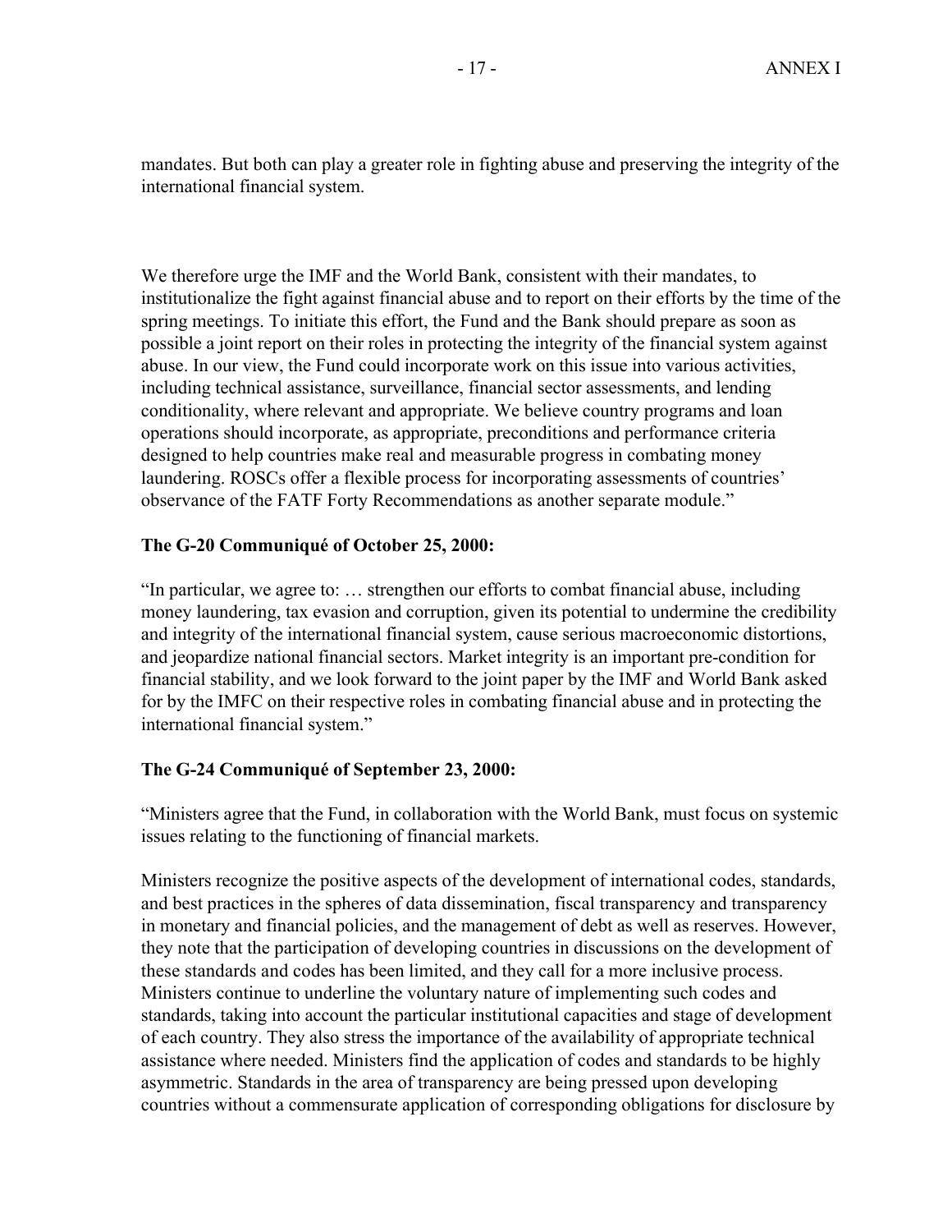mandates. But both can play a greater role in fighting abuse and preserving the integrity of the international financial system.

We therefore urge the IMF and the World Bank, consistent with their mandates, to institutionalize the fight against financial abuse and to report on their efforts by the time of the spring meetings. To initiate this effort, the Fund and the Bank should prepare as soon as possible a joint report on their roles in protecting the integrity of the financial system against abuse. In our view, the Fund could incorporate work on this issue into various activities, including technical assistance, surveillance, financial sector assessments, and lending conditionality, where relevant and appropriate. We believe country programs and loan operations should incorporate, as appropriate, preconditions and performance criteria designed to help countries make real and measurable progress in combating money laundering. ROSCs offer a flexible process for incorporating assessments of countries' observance of the FATF Forty Recommendations as another separate module."

**The G-20 Communiqué of October 25, 2000:**

"In particular, we agree to: … strengthen our efforts to combat financial abuse, including money laundering, tax evasion and corruption, given its potential to undermine the credibility and integrity of the international financial system, cause serious macroeconomic distortions, and jeopardize national financial sectors. Market integrity is an important pre-condition for financial stability, and we look forward to the joint paper by the IMF and World Bank asked for by the IMFC on their respective roles in combating financial abuse and in protecting the international financial system."

**The G-24 Communiqué of September 23, 2000:**

"Ministers agree that the Fund, in collaboration with the World Bank, must focus on systemic issues relating to the functioning of financial markets.

Ministers recognize the positive aspects of the development of international codes, standards, and best practices in the spheres of data dissemination, fiscal transparency and transparency in monetary and financial policies, and the management of debt as well as reserves. However, they note that the participation of developing countries in discussions on the development of these standards and codes has been limited, and they call for a more inclusive process. Ministers continue to underline the voluntary nature of implementing such codes and standards, taking into account the particular institutional capacities and stage of development of each country. They also stress the importance of the availability of appropriate technical assistance where needed. Ministers find the application of codes and standards to be highly asymmetric. Standards in the area of transparency are being pressed upon developing countries without a commensurate application of corresponding obligations for disclosure by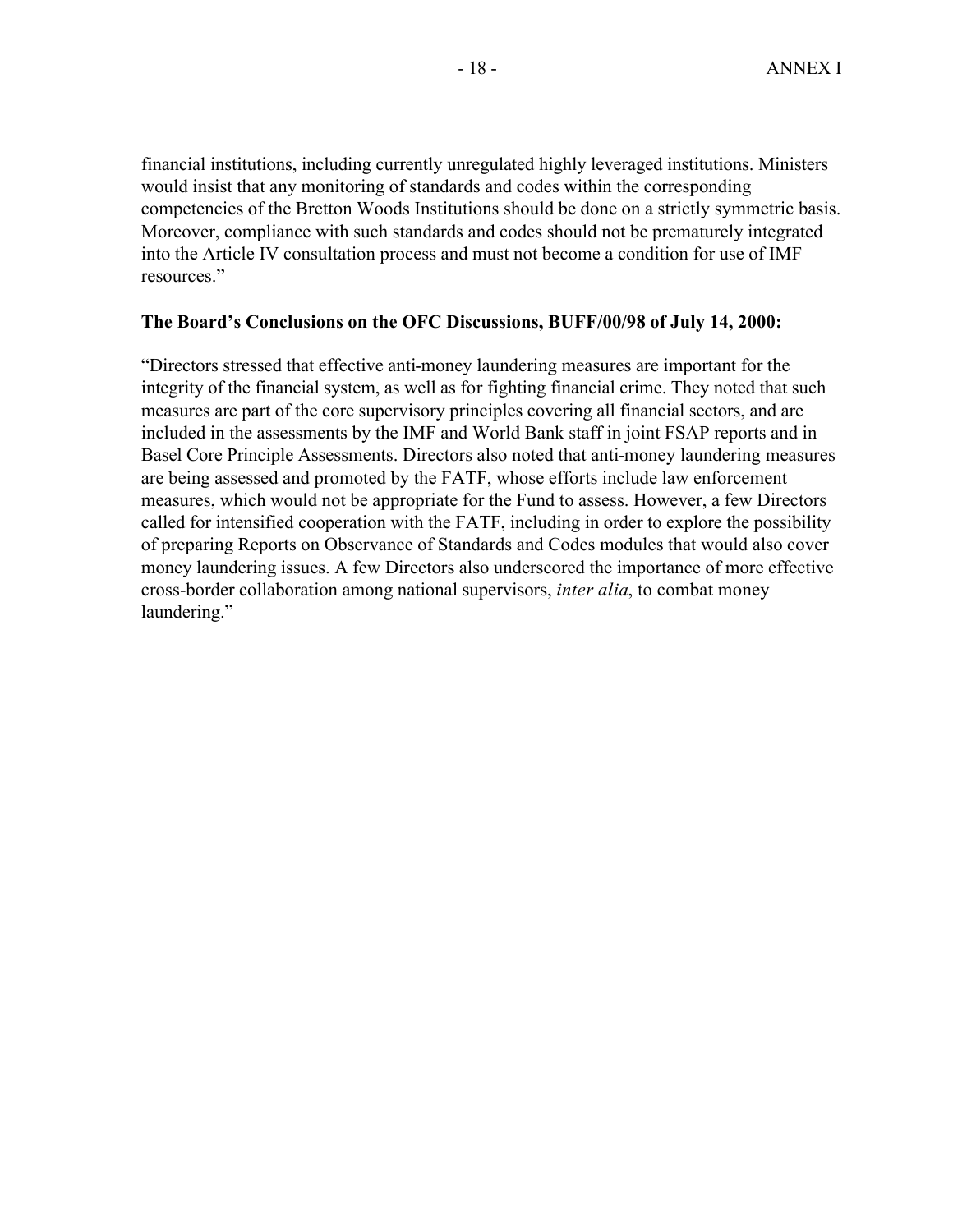financial institutions, including currently unregulated highly leveraged institutions. Ministers would insist that any monitoring of standards and codes within the corresponding competencies of the Bretton Woods Institutions should be done on a strictly symmetric basis. Moreover, compliance with such standards and codes should not be prematurely integrated into the Article IV consultation process and must not become a condition for use of IMF resources."

**The Board's Conclusions on the OFC Discussions, BUFF/00/98 of July 14, 2000:**

"Directors stressed that effective anti-money laundering measures are important for the integrity of the financial system, as well as for fighting financial crime. They noted that such measures are part of the core supervisory principles covering all financial sectors, and are included in the assessments by the IMF and World Bank staff in joint FSAP reports and in Basel Core Principle Assessments. Directors also noted that anti-money laundering measures are being assessed and promoted by the FATF, whose efforts include law enforcement measures, which would not be appropriate for the Fund to assess. However, a few Directors called for intensified cooperation with the FATF, including in order to explore the possibility of preparing Reports on Observance of Standards and Codes modules that would also cover money laundering issues. A few Directors also underscored the importance of more effective cross-border collaboration among national supervisors, *inter alia*, to combat money laundering."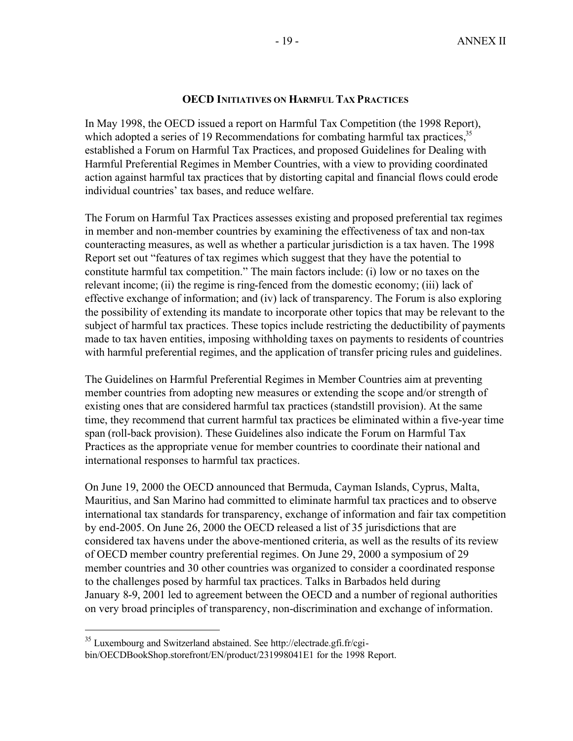## OECD INITIATIVES ON HARMFUL TAX PRACTICES

In May 1998, the OECD issued a report on Harmful Tax Competition (the 1998 Report), which adopted a series of 19 Recommendations for combating harmful tax practices,[35] established a Forum on Harmful Tax Practices, and proposed Guidelines for Dealing with Harmful Preferential Regimes in Member Countries, with a view to providing coordinated action against harmful tax practices that by distorting capital and financial flows could erode individual countries' tax bases, and reduce welfare.

The Forum on Harmful Tax Practices assesses existing and proposed preferential tax regimes in member and non-member countries by examining the effectiveness of tax and non-tax counteracting measures, as well as whether a particular jurisdiction is a tax haven. The 1998 Report set out "features of tax regimes which suggest that they have the potential to constitute harmful tax competition." The main factors include: (i) low or no taxes on the relevant income; (ii) the regime is ring-fenced from the domestic economy; (iii) lack of effective exchange of information; and (iv) lack of transparency. The Forum is also exploring the possibility of extending its mandate to incorporate other topics that may be relevant to the subject of harmful tax practices. These topics include restricting the deductibility of payments made to tax haven entities, imposing withholding taxes on payments to residents of countries with harmful preferential regimes, and the application of transfer pricing rules and guidelines.

The Guidelines on Harmful Preferential Regimes in Member Countries aim at preventing member countries from adopting new measures or extending the scope and/or strength of existing ones that are considered harmful tax practices (standstill provision). At the same time, they recommend that current harmful tax practices be eliminated within a five-year time span (roll-back provision). These Guidelines also indicate the Forum on Harmful Tax Practices as the appropriate venue for member countries to coordinate their national and international responses to harmful tax practices.

On June 19, 2000 the OECD announced that Bermuda, Cayman Islands, Cyprus, Malta, Mauritius, and San Marino had committed to eliminate harmful tax practices and to observe international tax standards for transparency, exchange of information and fair tax competition by end-2005. On June 26, 2000 the OECD released a list of 35 jurisdictions that are considered tax havens under the above-mentioned criteria, as well as the results of its review of OECD member country preferential regimes. On June 29, 2000 a symposium of 29 member countries and 30 other countries was organized to consider a coordinated response to the challenges posed by harmful tax practices. Talks in Barbados held during January 8-9, 2001 led to agreement between the OECD and a number of regional authorities on very broad principles of transparency, non-discrimination and exchange of information.

---

[35] Luxembourg and Switzerland abstained. See http://electrade.gfi.fr/cgi-bin/OECDBookShop.storefront/EN/product/231998041E1 for the 1998 Report.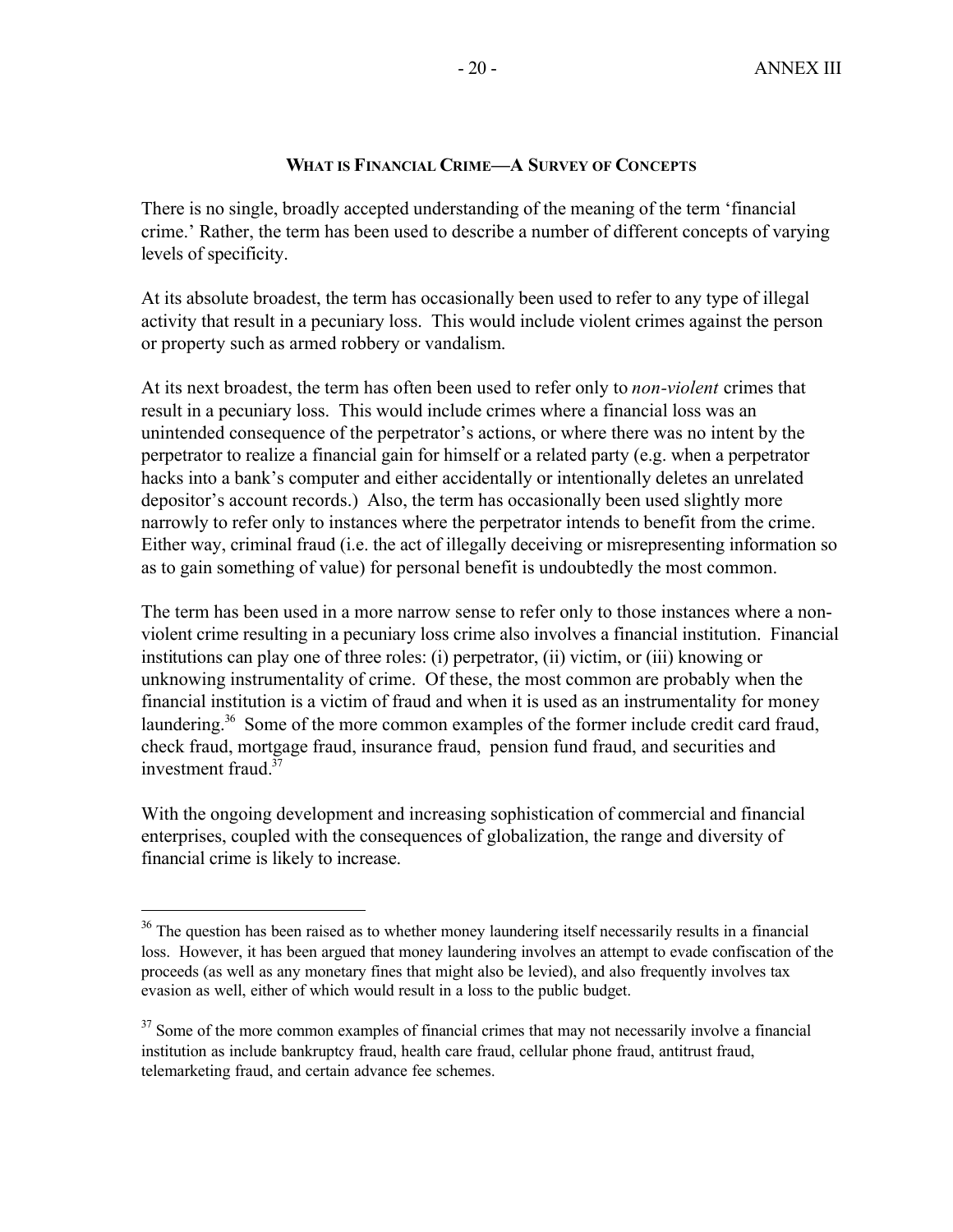## WHAT IS FINANCIAL CRIME—A SURVEY OF CONCEPTS

There is no single, broadly accepted understanding of the meaning of the term 'financial crime.' Rather, the term has been used to describe a number of different concepts of varying levels of specificity.

At its absolute broadest, the term has occasionally been used to refer to any type of illegal activity that result in a pecuniary loss. This would include violent crimes against the person or property such as armed robbery or vandalism.

At its next broadest, the term has often been used to refer only to *non-violent* crimes that result in a pecuniary loss. This would include crimes where a financial loss was an unintended consequence of the perpetrator's actions, or where there was no intent by the perpetrator to realize a financial gain for himself or a related party (e.g. when a perpetrator hacks into a bank's computer and either accidentally or intentionally deletes an unrelated depositor's account records.) Also, the term has occasionally been used slightly more narrowly to refer only to instances where the perpetrator intends to benefit from the crime. Either way, criminal fraud (i.e. the act of illegally deceiving or misrepresenting information so as to gain something of value) for personal benefit is undoubtedly the most common.

The term has been used in a more narrow sense to refer only to those instances where a non-violent crime resulting in a pecuniary loss crime also involves a financial institution. Financial institutions can play one of three roles: (i) perpetrator, (ii) victim, or (iii) knowing or unknowing instrumentality of crime. Of these, the most common are probably when the financial institution is a victim of fraud and when it is used as an instrumentality for money laundering.[36] Some of the more common examples of the former include credit card fraud, check fraud, mortgage fraud, insurance fraud, pension fund fraud, and securities and investment fraud.[37]

With the ongoing development and increasing sophistication of commercial and financial enterprises, coupled with the consequences of globalization, the range and diversity of financial crime is likely to increase.

---

[36] The question has been raised as to whether money laundering itself necessarily results in a financial loss. However, it has been argued that money laundering involves an attempt to evade confiscation of the proceeds (as well as any monetary fines that might also be levied), and also frequently involves tax evasion as well, either of which would result in a loss to the public budget.

[37] Some of the more common examples of financial crimes that may not necessarily involve a financial institution as include bankruptcy fraud, health care fraud, cellular phone fraud, antitrust fraud, telemarketing fraud, and certain advance fee schemes.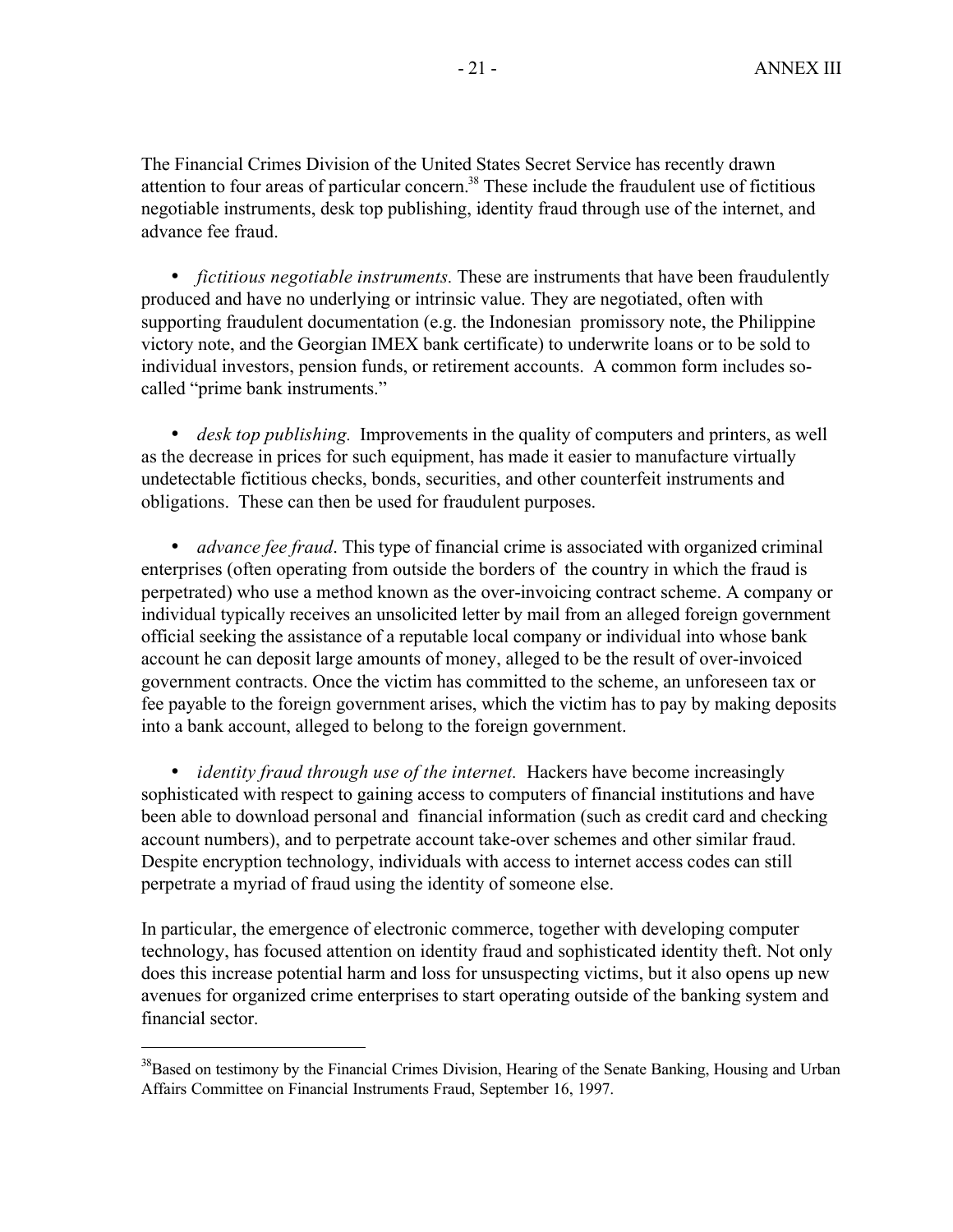The Financial Crimes Division of the United States Secret Service has recently drawn attention to four areas of particular concern.[38] These include the fraudulent use of fictitious negotiable instruments, desk top publishing, identity fraud through use of the internet, and advance fee fraud.

- *fictitious negotiable instruments.* These are instruments that have been fraudulently produced and have no underlying or intrinsic value. They are negotiated, often with supporting fraudulent documentation (e.g. the Indonesian promissory note, the Philippine victory note, and the Georgian IMEX bank certificate) to underwrite loans or to be sold to individual investors, pension funds, or retirement accounts. A common form includes so-called "prime bank instruments."

- *desk top publishing.* Improvements in the quality of computers and printers, as well as the decrease in prices for such equipment, has made it easier to manufacture virtually undetectable fictitious checks, bonds, securities, and other counterfeit instruments and obligations. These can then be used for fraudulent purposes.

- *advance fee fraud*. This type of financial crime is associated with organized criminal enterprises (often operating from outside the borders of the country in which the fraud is perpetrated) who use a method known as the over-invoicing contract scheme. A company or individual typically receives an unsolicited letter by mail from an alleged foreign government official seeking the assistance of a reputable local company or individual into whose bank account he can deposit large amounts of money, alleged to be the result of over-invoiced government contracts. Once the victim has committed to the scheme, an unforeseen tax or fee payable to the foreign government arises, which the victim has to pay by making deposits into a bank account, alleged to belong to the foreign government.

- *identity fraud through use of the internet.* Hackers have become increasingly sophisticated with respect to gaining access to computers of financial institutions and have been able to download personal and financial information (such as credit card and checking account numbers), and to perpetrate account take-over schemes and other similar fraud. Despite encryption technology, individuals with access to internet access codes can still perpetrate a myriad of fraud using the identity of someone else.

In particular, the emergence of electronic commerce, together with developing computer technology, has focused attention on identity fraud and sophisticated identity theft. Not only does this increase potential harm and loss for unsuspecting victims, but it also opens up new avenues for organized crime enterprises to start operating outside of the banking system and financial sector.

---

[38] Based on testimony by the Financial Crimes Division, Hearing of the Senate Banking, Housing and Urban Affairs Committee on Financial Instruments Fraud, September 16, 1997.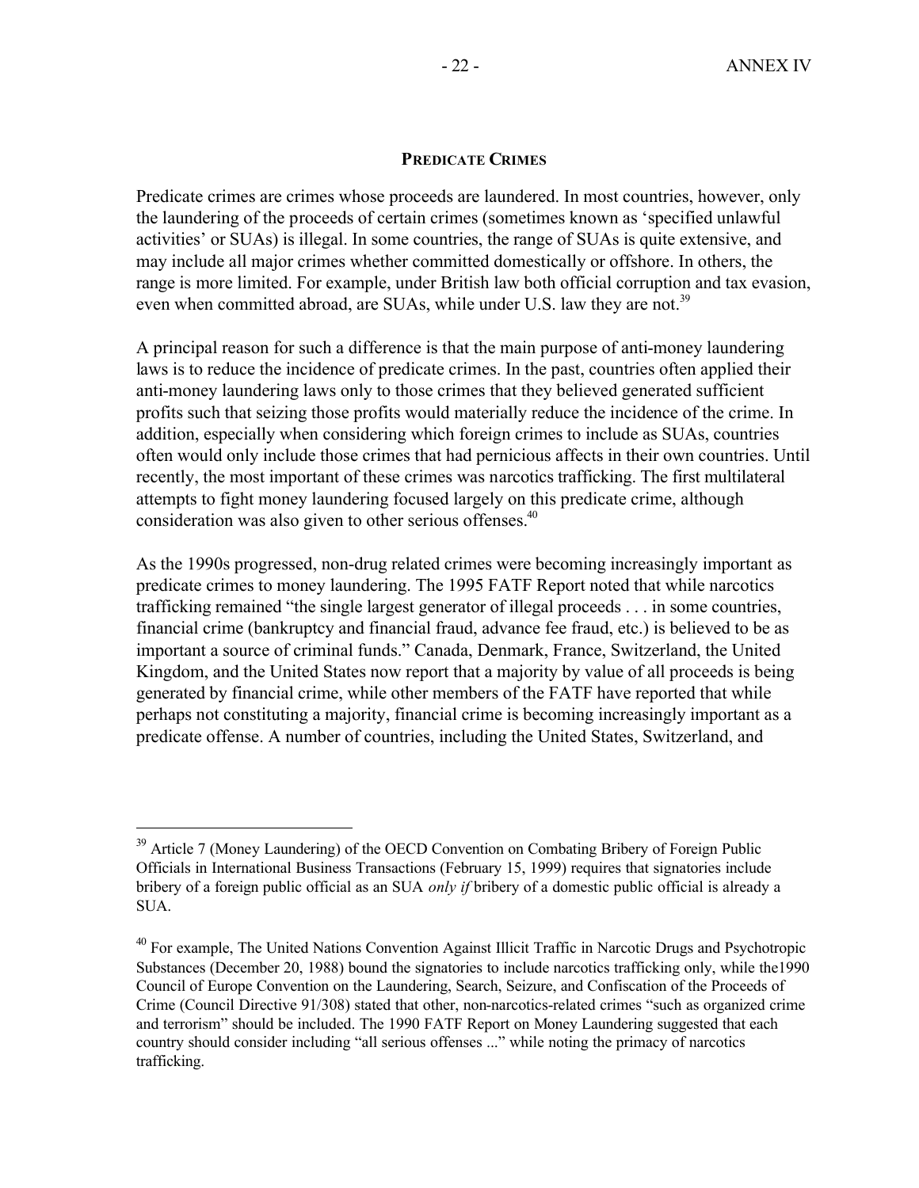## PREDICATE CRIMES

Predicate crimes are crimes whose proceeds are laundered. In most countries, however, only the laundering of the proceeds of certain crimes (sometimes known as 'specified unlawful activities' or SUAs) is illegal. In some countries, the range of SUAs is quite extensive, and may include all major crimes whether committed domestically or offshore. In others, the range is more limited. For example, under British law both official corruption and tax evasion, even when committed abroad, are SUAs, while under U.S. law they are not.[39]

A principal reason for such a difference is that the main purpose of anti-money laundering laws is to reduce the incidence of predicate crimes. In the past, countries often applied their anti-money laundering laws only to those crimes that they believed generated sufficient profits such that seizing those profits would materially reduce the incidence of the crime. In addition, especially when considering which foreign crimes to include as SUAs, countries often would only include those crimes that had pernicious affects in their own countries. Until recently, the most important of these crimes was narcotics trafficking. The first multilateral attempts to fight money laundering focused largely on this predicate crime, although consideration was also given to other serious offenses.[40]

As the 1990s progressed, non-drug related crimes were becoming increasingly important as predicate crimes to money laundering. The 1995 FATF Report noted that while narcotics trafficking remained "the single largest generator of illegal proceeds . . . in some countries, financial crime (bankruptcy and financial fraud, advance fee fraud, etc.) is believed to be as important a source of criminal funds." Canada, Denmark, France, Switzerland, the United Kingdom, and the United States now report that a majority by value of all proceeds is being generated by financial crime, while other members of the FATF have reported that while perhaps not constituting a majority, financial crime is becoming increasingly important as a predicate offense. A number of countries, including the United States, Switzerland, and

---

[39] Article 7 (Money Laundering) of the OECD Convention on Combating Bribery of Foreign Public Officials in International Business Transactions (February 15, 1999) requires that signatories include bribery of a foreign public official as an SUA *only if* bribery of a domestic public official is already a SUA.

[40] For example, The United Nations Convention Against Illicit Traffic in Narcotic Drugs and Psychotropic Substances (December 20, 1988) bound the signatories to include narcotics trafficking only, while the1990 Council of Europe Convention on the Laundering, Search, Seizure, and Confiscation of the Proceeds of Crime (Council Directive 91/308) stated that other, non-narcotics-related crimes "such as organized crime and terrorism" should be included. The 1990 FATF Report on Money Laundering suggested that each country should consider including "all serious offenses ..." while noting the primacy of narcotics trafficking.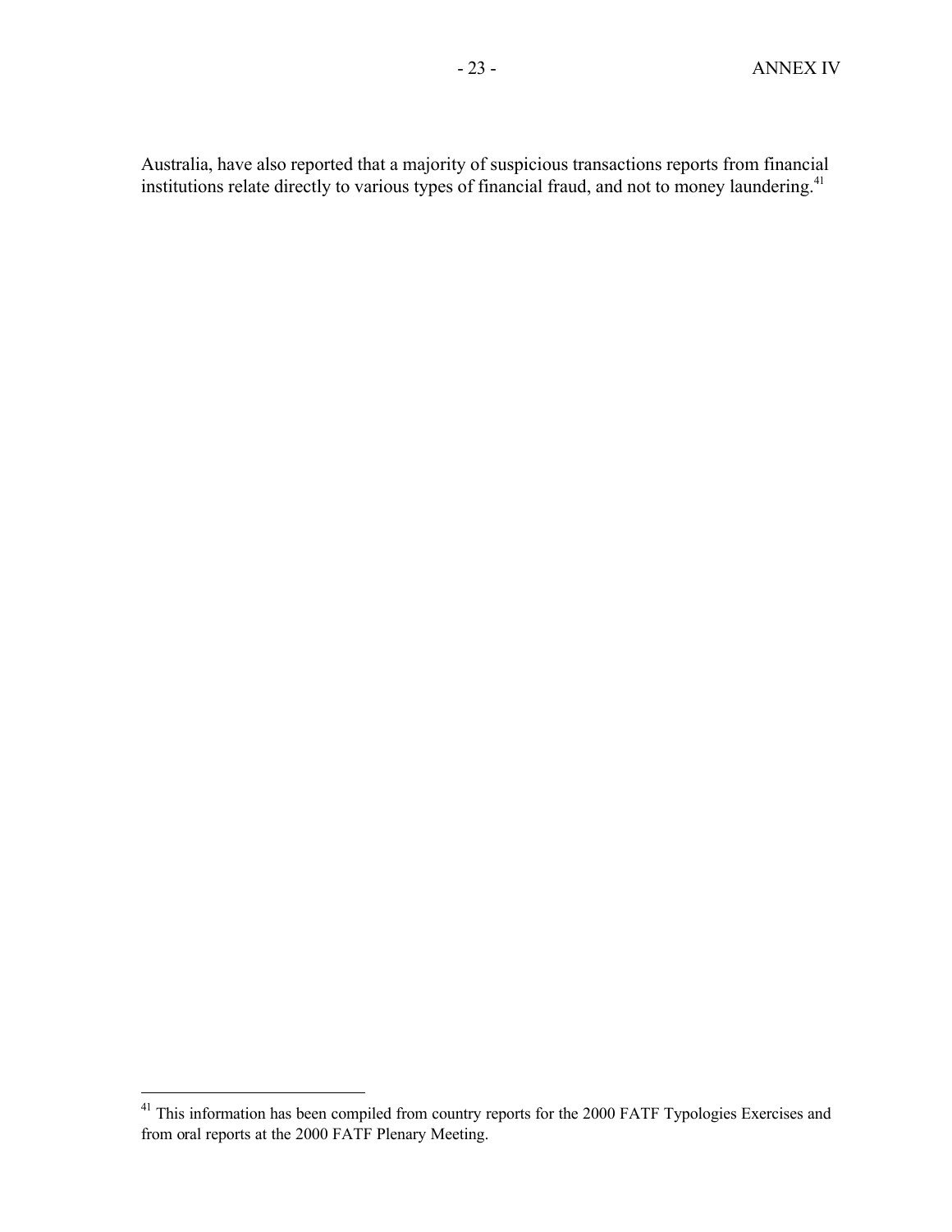Australia, have also reported that a majority of suspicious transactions reports from financial institutions relate directly to various types of financial fraud, and not to money laundering.[41]

[41] This information has been compiled from country reports for the 2000 FATF Typologies Exercises and from oral reports at the 2000 FATF Plenary Meeting.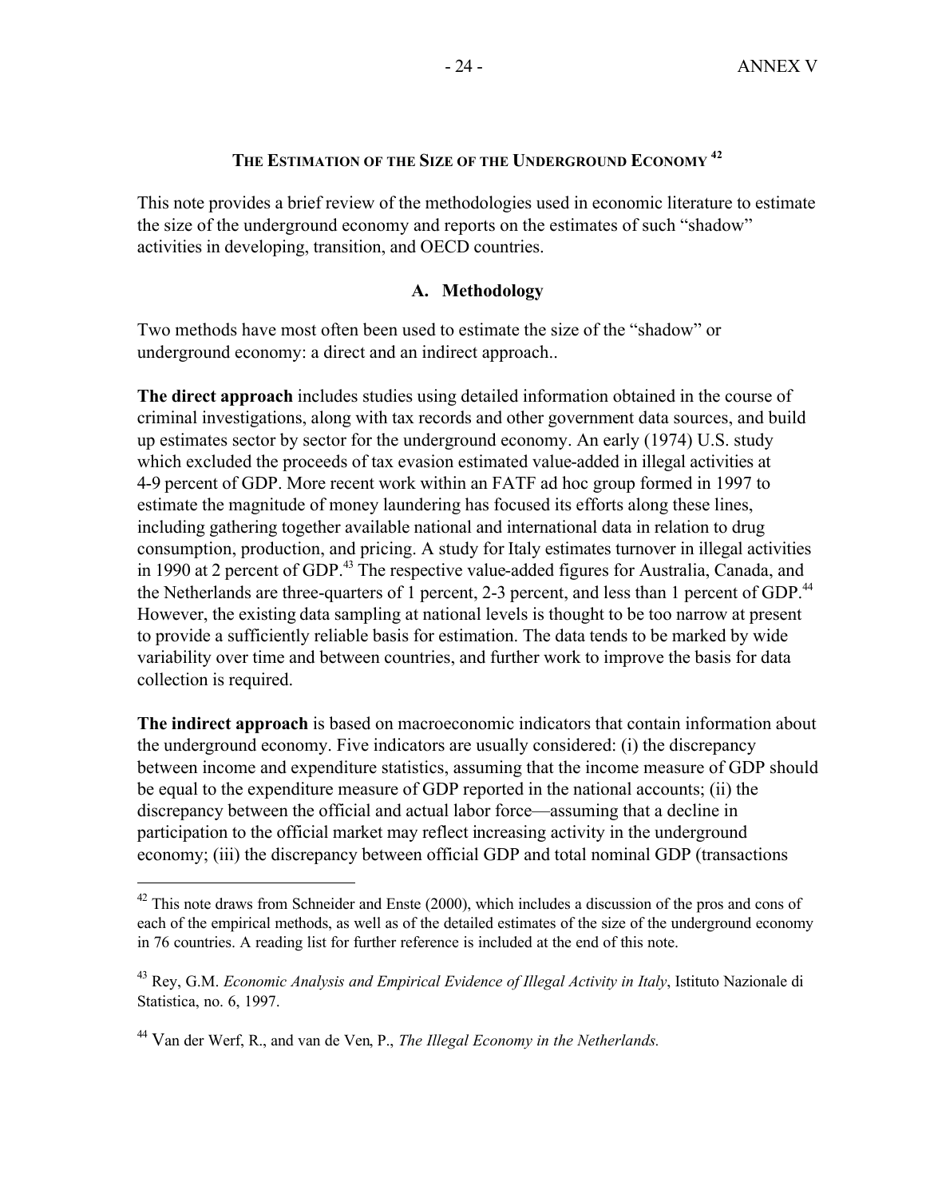## The Estimation of the Size of the Underground Economy [42]

This note provides a brief review of the methodologies used in economic literature to estimate the size of the underground economy and reports on the estimates of such "shadow" activities in developing, transition, and OECD countries.

### A. Methodology

Two methods have most often been used to estimate the size of the "shadow" or underground economy: a direct and an indirect approach..

**The direct approach** includes studies using detailed information obtained in the course of criminal investigations, along with tax records and other government data sources, and build up estimates sector by sector for the underground economy. An early (1974) U.S. study which excluded the proceeds of tax evasion estimated value-added in illegal activities at 4-9 percent of GDP. More recent work within an FATF ad hoc group formed in 1997 to estimate the magnitude of money laundering has focused its efforts along these lines, including gathering together available national and international data in relation to drug consumption, production, and pricing. A study for Italy estimates turnover in illegal activities in 1990 at 2 percent of GDP.[43] The respective value-added figures for Australia, Canada, and the Netherlands are three-quarters of 1 percent, 2-3 percent, and less than 1 percent of GDP.[44] However, the existing data sampling at national levels is thought to be too narrow at present to provide a sufficiently reliable basis for estimation. The data tends to be marked by wide variability over time and between countries, and further work to improve the basis for data collection is required.

**The indirect approach** is based on macroeconomic indicators that contain information about the underground economy. Five indicators are usually considered: (i) the discrepancy between income and expenditure statistics, assuming that the income measure of GDP should be equal to the expenditure measure of GDP reported in the national accounts; (ii) the discrepancy between the official and actual labor force—assuming that a decline in participation to the official market may reflect increasing activity in the underground economy; (iii) the discrepancy between official GDP and total nominal GDP (transactions

---

[42] This note draws from Schneider and Enste (2000), which includes a discussion of the pros and cons of each of the empirical methods, as well as of the detailed estimates of the size of the underground economy in 76 countries. A reading list for further reference is included at the end of this note.

[43] Rey, G.M. *Economic Analysis and Empirical Evidence of Illegal Activity in Italy*, Istituto Nazionale di Statistica, no. 6, 1997.

[44] Van der Werf, R., and van de Ven, P., *The Illegal Economy in the Netherlands.*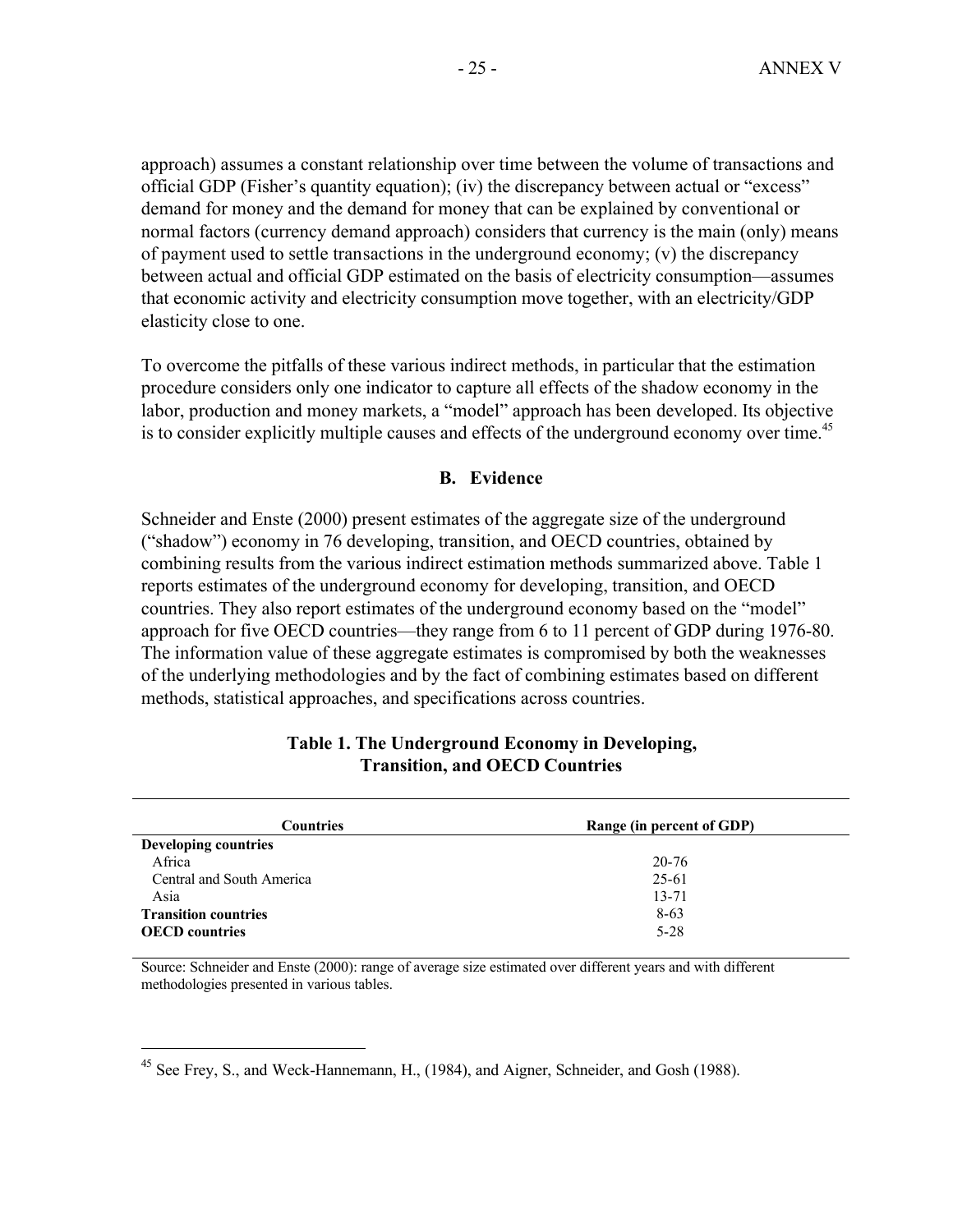approach) assumes a constant relationship over time between the volume of transactions and official GDP (Fisher's quantity equation); (iv) the discrepancy between actual or "excess" demand for money and the demand for money that can be explained by conventional or normal factors (currency demand approach) considers that currency is the main (only) means of payment used to settle transactions in the underground economy; (v) the discrepancy between actual and official GDP estimated on the basis of electricity consumption—assumes that economic activity and electricity consumption move together, with an electricity/GDP elasticity close to one.

To overcome the pitfalls of these various indirect methods, in particular that the estimation procedure considers only one indicator to capture all effects of the shadow economy in the labor, production and money markets, a "model" approach has been developed. Its objective is to consider explicitly multiple causes and effects of the underground economy over time.[45]

## B. Evidence

Schneider and Enste (2000) present estimates of the aggregate size of the underground ("shadow") economy in 76 developing, transition, and OECD countries, obtained by combining results from the various indirect estimation methods summarized above. Table 1 reports estimates of the underground economy for developing, transition, and OECD countries. They also report estimates of the underground economy based on the "model" approach for five OECD countries—they range from 6 to 11 percent of GDP during 1976-80. The information value of these aggregate estimates is compromised by both the weaknesses of the underlying methodologies and by the fact of combining estimates based on different methods, statistical approaches, and specifications across countries.

**Table 1. The Underground Economy in Developing, Transition, and OECD Countries**

| Countries | Range (in percent of GDP) |
|---|---|
| **Developing countries** | |
| Africa | 20-76 |
| Central and South America | 25-61 |
| Asia | 13-71 |
| **Transition countries** | 8-63 |
| **OECD countries** | 5-28 |

Source: Schneider and Enste (2000): range of average size estimated over different years and with different methodologies presented in various tables.

[45] See Frey, S., and Weck-Hannemann, H., (1984), and Aigner, Schneider, and Gosh (1988).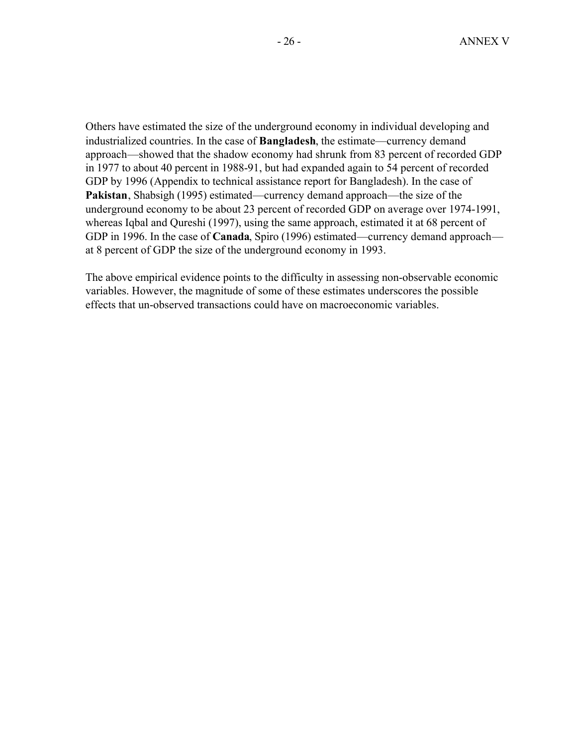Others have estimated the size of the underground economy in individual developing and industrialized countries. In the case of **Bangladesh**, the estimate—currency demand approach—showed that the shadow economy had shrunk from 83 percent of recorded GDP in 1977 to about 40 percent in 1988-91, but had expanded again to 54 percent of recorded GDP by 1996 (Appendix to technical assistance report for Bangladesh). In the case of **Pakistan**, Shabsigh (1995) estimated—currency demand approach—the size of the underground economy to be about 23 percent of recorded GDP on average over 1974-1991, whereas Iqbal and Qureshi (1997), using the same approach, estimated it at 68 percent of GDP in 1996. In the case of **Canada**, Spiro (1996) estimated—currency demand approach—at 8 percent of GDP the size of the underground economy in 1993.

The above empirical evidence points to the difficulty in assessing non-observable economic variables. However, the magnitude of some of these estimates underscores the possible effects that un-observed transactions could have on macroeconomic variables.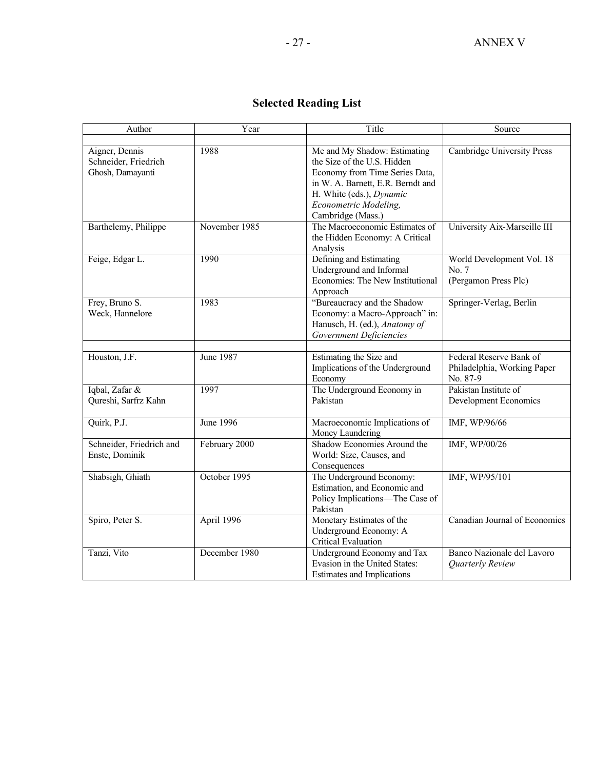# Selected Reading List

| Author | Year | Title | Source |
|---|---|---|---|
| | | | |
| Aigner, Dennis<br>Schneider, Friedrich<br>Ghosh, Damayanti | 1988 | Me and My Shadow: Estimating the Size of the U.S. Hidden Economy from Time Series Data, in W. A. Barnett, E.R. Berndt and H. White (eds.), *Dynamic Econometric Modeling*, Cambridge (Mass.) | Cambridge University Press |
| Barthelemy, Philippe | November 1985 | The Macroeconomic Estimates of the Hidden Economy: A Critical Analysis | University Aix-Marseille III |
| Feige, Edgar L. | 1990 | Defining and Estimating Underground and Informal Economies: The New Institutional Approach | World Development Vol. 18 No. 7 (Pergamon Press Plc) |
| Frey, Bruno S.<br>Weck, Hannelore | 1983 | "Bureaucracy and the Shadow Economy: a Macro-Approach" in: Hanusch, H. (ed.), *Anatomy of Government Deficiencies* | Springer-Verlag, Berlin |
| | | | |
| Houston, J.F. | June 1987 | Estimating the Size and Implications of the Underground Economy | Federal Reserve Bank of Philadelphia, Working Paper No. 87-9 |
| Iqbal, Zafar &<br>Qureshi, Sarfrz Kahn | 1997 | The Underground Economy in Pakistan | Pakistan Institute of Development Economics |
| Quirk, P.J. | June 1996 | Macroeconomic Implications of Money Laundering | IMF, WP/96/66 |
| Schneider, Friedrich and Enste, Dominik | February 2000 | Shadow Economies Around the World: Size, Causes, and Consequences | IMF, WP/00/26 |
| Shabsigh, Ghiath | October 1995 | The Underground Economy: Estimation, and Economic and Policy Implications—The Case of Pakistan | IMF, WP/95/101 |
| Spiro, Peter S. | April 1996 | Monetary Estimates of the Underground Economy: A Critical Evaluation | Canadian Journal of Economics |
| Tanzi, Vito | December 1980 | Underground Economy and Tax Evasion in the United States: Estimates and Implications | Banco Nazionale del Lavoro *Quarterly Review* |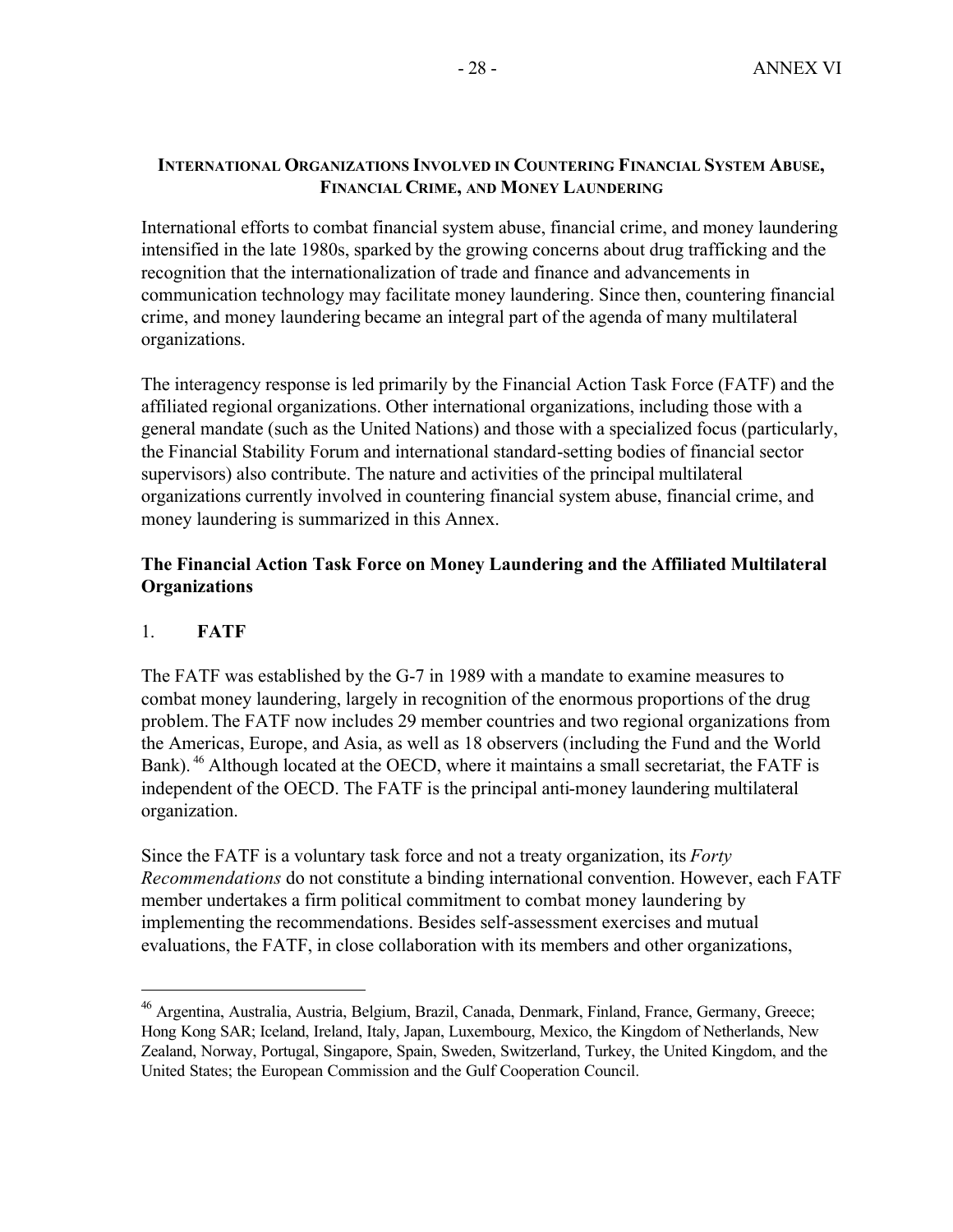## INTERNATIONAL ORGANIZATIONS INVOLVED IN COUNTERING FINANCIAL SYSTEM ABUSE, FINANCIAL CRIME, AND MONEY LAUNDERING

International efforts to combat financial system abuse, financial crime, and money laundering intensified in the late 1980s, sparked by the growing concerns about drug trafficking and the recognition that the internationalization of trade and finance and advancements in communication technology may facilitate money laundering. Since then, countering financial crime, and money laundering became an integral part of the agenda of many multilateral organizations.

The interagency response is led primarily by the Financial Action Task Force (FATF) and the affiliated regional organizations. Other international organizations, including those with a general mandate (such as the United Nations) and those with a specialized focus (particularly, the Financial Stability Forum and international standard-setting bodies of financial sector supervisors) also contribute. The nature and activities of the principal multilateral organizations currently involved in countering financial system abuse, financial crime, and money laundering is summarized in this Annex.

### The Financial Action Task Force on Money Laundering and the Affiliated Multilateral Organizations

#### 1. FATF

The FATF was established by the G-7 in 1989 with a mandate to examine measures to combat money laundering, largely in recognition of the enormous proportions of the drug problem. The FATF now includes 29 member countries and two regional organizations from the Americas, Europe, and Asia, as well as 18 observers (including the Fund and the World Bank).[46] Although located at the OECD, where it maintains a small secretariat, the FATF is independent of the OECD. The FATF is the principal anti-money laundering multilateral organization.

Since the FATF is a voluntary task force and not a treaty organization, its *Forty Recommendations* do not constitute a binding international convention. However, each FATF member undertakes a firm political commitment to combat money laundering by implementing the recommendations. Besides self-assessment exercises and mutual evaluations, the FATF, in close collaboration with its members and other organizations,

---

[46] Argentina, Australia, Austria, Belgium, Brazil, Canada, Denmark, Finland, France, Germany, Greece; Hong Kong SAR; Iceland, Ireland, Italy, Japan, Luxembourg, Mexico, the Kingdom of Netherlands, New Zealand, Norway, Portugal, Singapore, Spain, Sweden, Switzerland, Turkey, the United Kingdom, and the United States; the European Commission and the Gulf Cooperation Council.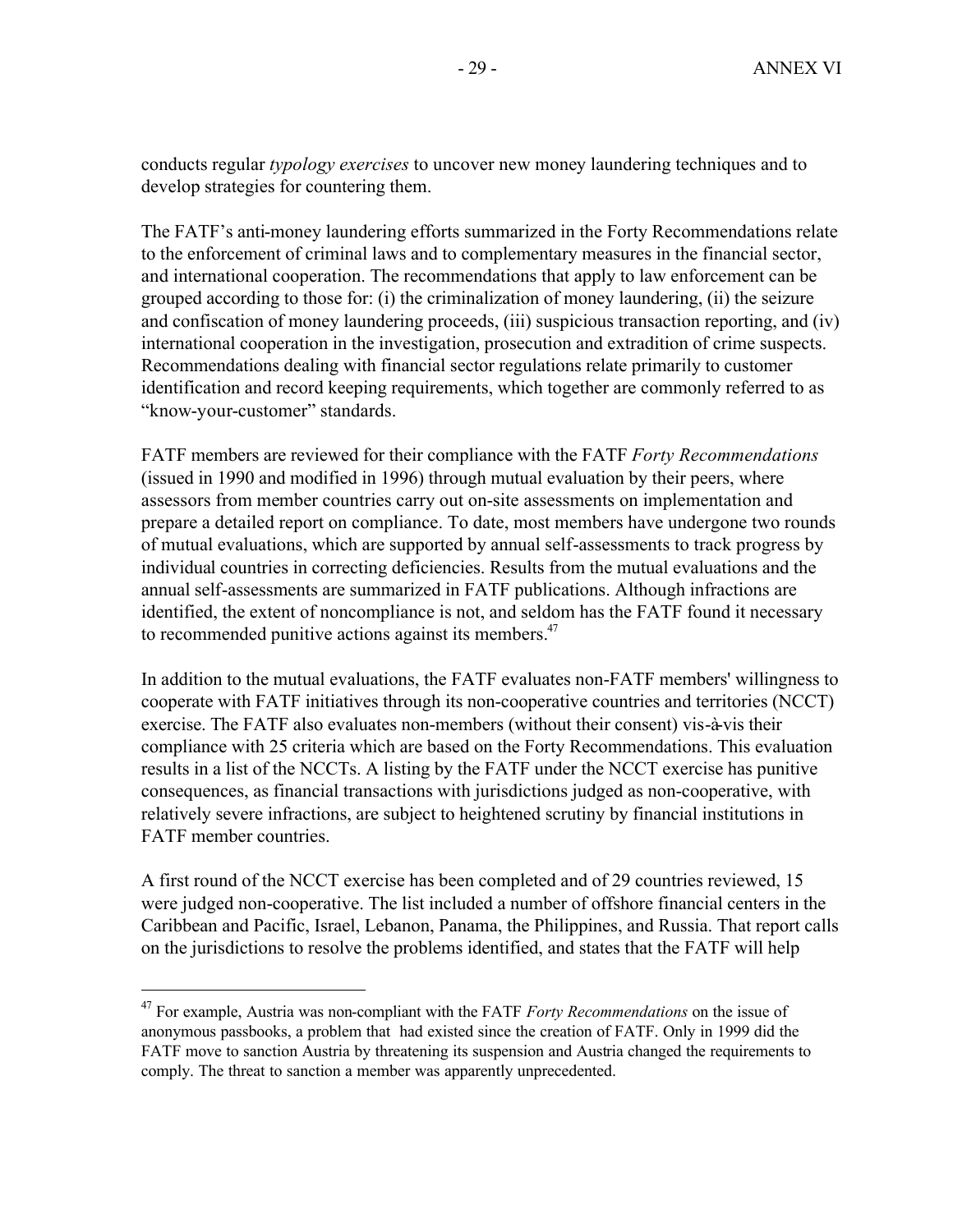conducts regular *typology exercises* to uncover new money laundering techniques and to develop strategies for countering them.

The FATF's anti-money laundering efforts summarized in the Forty Recommendations relate to the enforcement of criminal laws and to complementary measures in the financial sector, and international cooperation. The recommendations that apply to law enforcement can be grouped according to those for: (i) the criminalization of money laundering, (ii) the seizure and confiscation of money laundering proceeds, (iii) suspicious transaction reporting, and (iv) international cooperation in the investigation, prosecution and extradition of crime suspects. Recommendations dealing with financial sector regulations relate primarily to customer identification and record keeping requirements, which together are commonly referred to as "know-your-customer" standards.

FATF members are reviewed for their compliance with the FATF *Forty Recommendations* (issued in 1990 and modified in 1996) through mutual evaluation by their peers, where assessors from member countries carry out on-site assessments on implementation and prepare a detailed report on compliance. To date, most members have undergone two rounds of mutual evaluations, which are supported by annual self-assessments to track progress by individual countries in correcting deficiencies. Results from the mutual evaluations and the annual self-assessments are summarized in FATF publications. Although infractions are identified, the extent of noncompliance is not, and seldom has the FATF found it necessary to recommended punitive actions against its members.[47]

In addition to the mutual evaluations, the FATF evaluates non-FATF members' willingness to cooperate with FATF initiatives through its non-cooperative countries and territories (NCCT) exercise. The FATF also evaluates non-members (without their consent) vis-à-vis their compliance with 25 criteria which are based on the Forty Recommendations. This evaluation results in a list of the NCCTs. A listing by the FATF under the NCCT exercise has punitive consequences, as financial transactions with jurisdictions judged as non-cooperative, with relatively severe infractions, are subject to heightened scrutiny by financial institutions in FATF member countries.

A first round of the NCCT exercise has been completed and of 29 countries reviewed, 15 were judged non-cooperative. The list included a number of offshore financial centers in the Caribbean and Pacific, Israel, Lebanon, Panama, the Philippines, and Russia. That report calls on the jurisdictions to resolve the problems identified, and states that the FATF will help

---

[47] For example, Austria was non-compliant with the FATF *Forty Recommendations* on the issue of anonymous passbooks, a problem that had existed since the creation of FATF. Only in 1999 did the FATF move to sanction Austria by threatening its suspension and Austria changed the requirements to comply. The threat to sanction a member was apparently unprecedented.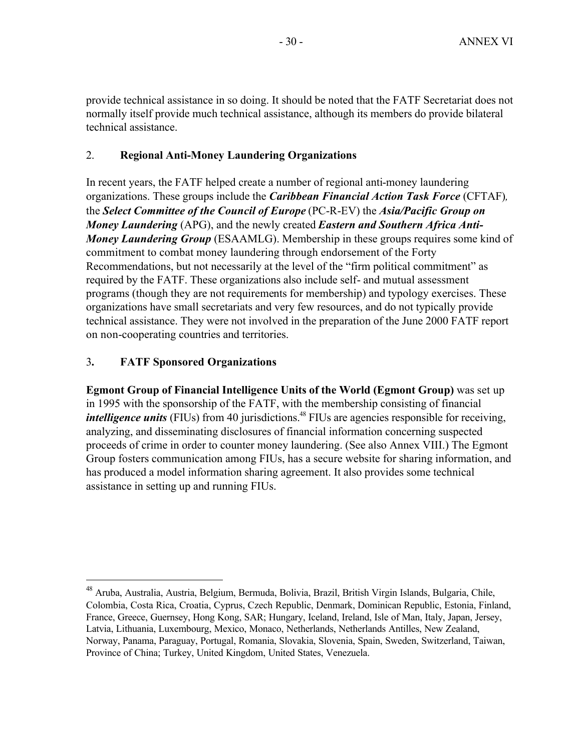provide technical assistance in so doing. It should be noted that the FATF Secretariat does not normally itself provide much technical assistance, although its members do provide bilateral technical assistance.

## 2. Regional Anti-Money Laundering Organizations

In recent years, the FATF helped create a number of regional anti-money laundering organizations. These groups include the ***Caribbean Financial Action Task Force*** (CFTAF), the ***Select Committee of the Council of Europe*** (PC-R-EV) the ***Asia/Pacific Group on Money Laundering*** (APG), and the newly created ***Eastern and Southern Africa Anti-Money Laundering Group*** (ESAAMLG). Membership in these groups requires some kind of commitment to combat money laundering through endorsement of the Forty Recommendations, but not necessarily at the level of the "firm political commitment" as required by the FATF. These organizations also include self- and mutual assessment programs (though they are not requirements for membership) and typology exercises. These organizations have small secretariats and very few resources, and do not typically provide technical assistance. They were not involved in the preparation of the June 2000 FATF report on non-cooperating countries and territories.

## 3. FATF Sponsored Organizations

**Egmont Group of Financial Intelligence Units of the World (Egmont Group)** was set up in 1995 with the sponsorship of the FATF, with the membership consisting of financial ***intelligence units*** (FIUs) from 40 jurisdictions.[48] FIUs are agencies responsible for receiving, analyzing, and disseminating disclosures of financial information concerning suspected proceeds of crime in order to counter money laundering. (See also Annex VIII.) The Egmont Group fosters communication among FIUs, has a secure website for sharing information, and has produced a model information sharing agreement. It also provides some technical assistance in setting up and running FIUs.

---

[48] Aruba, Australia, Austria, Belgium, Bermuda, Bolivia, Brazil, British Virgin Islands, Bulgaria, Chile, Colombia, Costa Rica, Croatia, Cyprus, Czech Republic, Denmark, Dominican Republic, Estonia, Finland, France, Greece, Guernsey, Hong Kong, SAR; Hungary, Iceland, Ireland, Isle of Man, Italy, Japan, Jersey, Latvia, Lithuania, Luxembourg, Mexico, Monaco, Netherlands, Netherlands Antilles, New Zealand, Norway, Panama, Paraguay, Portugal, Romania, Slovakia, Slovenia, Spain, Sweden, Switzerland, Taiwan, Province of China; Turkey, United Kingdom, United States, Venezuela.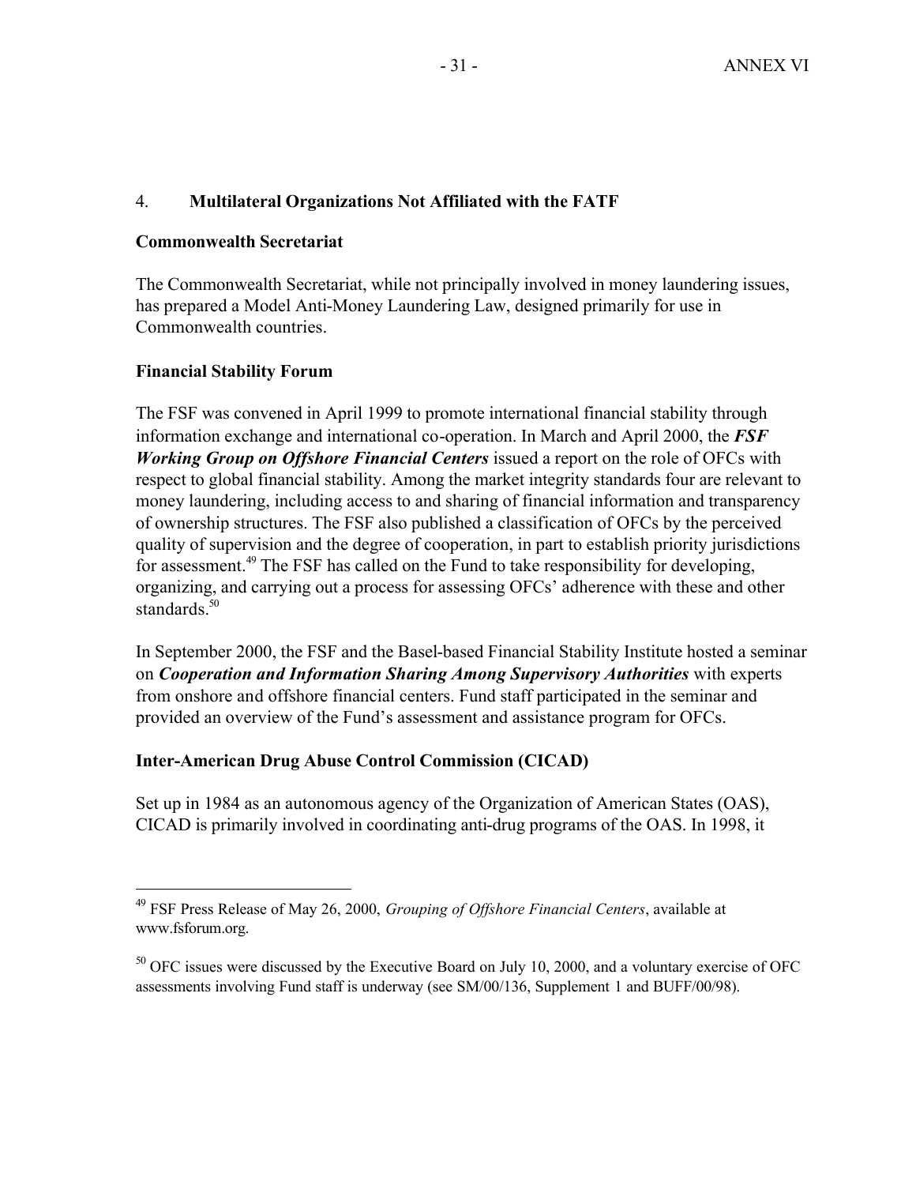## 4. **Multilateral Organizations Not Affiliated with the FATF**

### Commonwealth Secretariat

The Commonwealth Secretariat, while not principally involved in money laundering issues, has prepared a Model Anti-Money Laundering Law, designed primarily for use in Commonwealth countries.

### Financial Stability Forum

The FSF was convened in April 1999 to promote international financial stability through information exchange and international co-operation. In March and April 2000, the ***FSF Working Group on Offshore Financial Centers*** issued a report on the role of OFCs with respect to global financial stability. Among the market integrity standards four are relevant to money laundering, including access to and sharing of financial information and transparency of ownership structures. The FSF also published a classification of OFCs by the perceived quality of supervision and the degree of cooperation, in part to establish priority jurisdictions for assessment.[49] The FSF has called on the Fund to take responsibility for developing, organizing, and carrying out a process for assessing OFCs' adherence with these and other standards.[50]

In September 2000, the FSF and the Basel-based Financial Stability Institute hosted a seminar on ***Cooperation and Information Sharing Among Supervisory Authorities*** with experts from onshore and offshore financial centers. Fund staff participated in the seminar and provided an overview of the Fund's assessment and assistance program for OFCs.

### Inter-American Drug Abuse Control Commission (CICAD)

Set up in 1984 as an autonomous agency of the Organization of American States (OAS), CICAD is primarily involved in coordinating anti-drug programs of the OAS. In 1998, it

---

[49] FSF Press Release of May 26, 2000, *Grouping of Offshore Financial Centers*, available at www.fsforum.org.

[50] OFC issues were discussed by the Executive Board on July 10, 2000, and a voluntary exercise of OFC assessments involving Fund staff is underway (see SM/00/136, Supplement 1 and BUFF/00/98).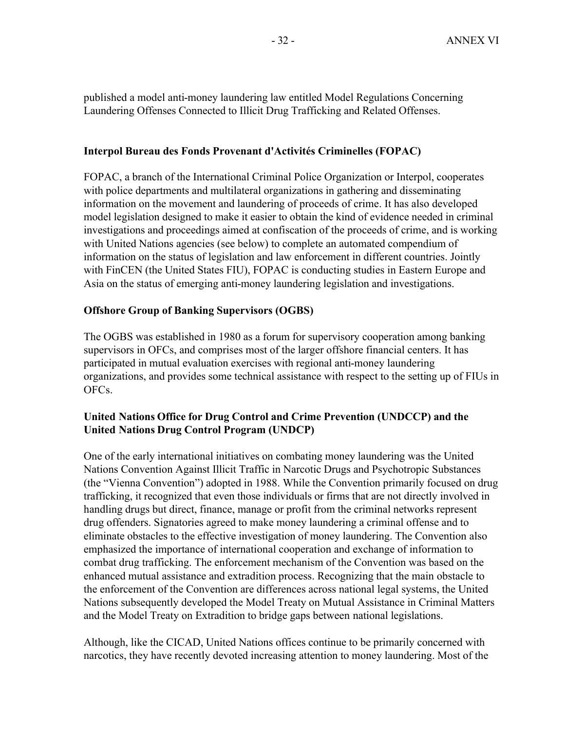published a model anti-money laundering law entitled Model Regulations Concerning Laundering Offenses Connected to Illicit Drug Trafficking and Related Offenses.

### Interpol Bureau des Fonds Provenant d'Activités Criminelles (FOPAC)

FOPAC, a branch of the International Criminal Police Organization or Interpol, cooperates with police departments and multilateral organizations in gathering and disseminating information on the movement and laundering of proceeds of crime. It has also developed model legislation designed to make it easier to obtain the kind of evidence needed in criminal investigations and proceedings aimed at confiscation of the proceeds of crime, and is working with United Nations agencies (see below) to complete an automated compendium of information on the status of legislation and law enforcement in different countries. Jointly with FinCEN (the United States FIU), FOPAC is conducting studies in Eastern Europe and Asia on the status of emerging anti-money laundering legislation and investigations.

### Offshore Group of Banking Supervisors (OGBS)

The OGBS was established in 1980 as a forum for supervisory cooperation among banking supervisors in OFCs, and comprises most of the larger offshore financial centers. It has participated in mutual evaluation exercises with regional anti-money laundering organizations, and provides some technical assistance with respect to the setting up of FIUs in OFCs.

### United Nations Office for Drug Control and Crime Prevention (UNDCCP) and the United Nations Drug Control Program (UNDCP)

One of the early international initiatives on combating money laundering was the United Nations Convention Against Illicit Traffic in Narcotic Drugs and Psychotropic Substances (the "Vienna Convention") adopted in 1988. While the Convention primarily focused on drug trafficking, it recognized that even those individuals or firms that are not directly involved in handling drugs but direct, finance, manage or profit from the criminal networks represent drug offenders. Signatories agreed to make money laundering a criminal offense and to eliminate obstacles to the effective investigation of money laundering. The Convention also emphasized the importance of international cooperation and exchange of information to combat drug trafficking. The enforcement mechanism of the Convention was based on the enhanced mutual assistance and extradition process. Recognizing that the main obstacle to the enforcement of the Convention are differences across national legal systems, the United Nations subsequently developed the Model Treaty on Mutual Assistance in Criminal Matters and the Model Treaty on Extradition to bridge gaps between national legislations.

Although, like the CICAD, United Nations offices continue to be primarily concerned with narcotics, they have recently devoted increasing attention to money laundering. Most of the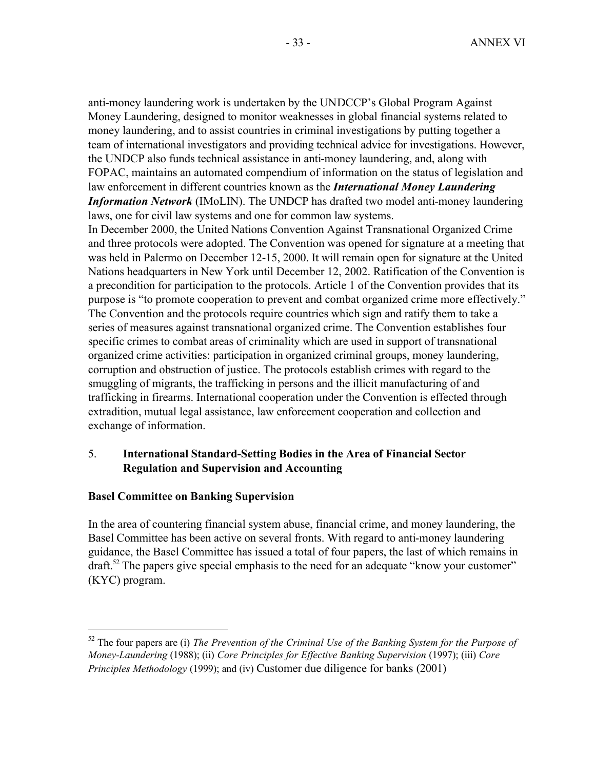anti-money laundering work is undertaken by the UNDCCP's Global Program Against Money Laundering, designed to monitor weaknesses in global financial systems related to money laundering, and to assist countries in criminal investigations by putting together a team of international investigators and providing technical advice for investigations. However, the UNDCP also funds technical assistance in anti-money laundering, and, along with FOPAC, maintains an automated compendium of information on the status of legislation and law enforcement in different countries known as the ***International Money Laundering Information Network*** (IMoLIN). The UNDCP has drafted two model anti-money laundering laws, one for civil law systems and one for common law systems.

In December 2000, the United Nations Convention Against Transnational Organized Crime and three protocols were adopted. The Convention was opened for signature at a meeting that was held in Palermo on December 12-15, 2000. It will remain open for signature at the United Nations headquarters in New York until December 12, 2002. Ratification of the Convention is a precondition for participation to the protocols. Article 1 of the Convention provides that its purpose is "to promote cooperation to prevent and combat organized crime more effectively." The Convention and the protocols require countries which sign and ratify them to take a series of measures against transnational organized crime. The Convention establishes four specific crimes to combat areas of criminality which are used in support of transnational organized crime activities: participation in organized criminal groups, money laundering, corruption and obstruction of justice. The protocols establish crimes with regard to the smuggling of migrants, the trafficking in persons and the illicit manufacturing of and trafficking in firearms. International cooperation under the Convention is effected through extradition, mutual legal assistance, law enforcement cooperation and collection and exchange of information.

## 5. International Standard-Setting Bodies in the Area of Financial Sector Regulation and Supervision and Accounting

### Basel Committee on Banking Supervision

In the area of countering financial system abuse, financial crime, and money laundering, the Basel Committee has been active on several fronts. With regard to anti-money laundering guidance, the Basel Committee has issued a total of four papers, the last of which remains in draft.[52] The papers give special emphasis to the need for an adequate "know your customer" (KYC) program.

---

[52] The four papers are (i) *The Prevention of the Criminal Use of the Banking System for the Purpose of Money-Laundering* (1988); (ii) *Core Principles for Effective Banking Supervision* (1997); (iii) *Core Principles Methodology* (1999); and (iv) Customer due diligence for banks (2001)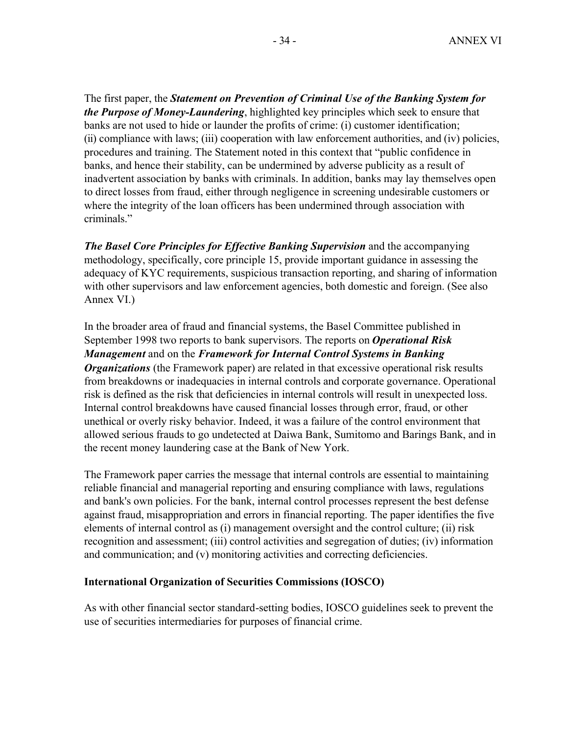The first paper, the ***Statement on Prevention of Criminal Use of the Banking System for the Purpose of Money-Laundering***, highlighted key principles which seek to ensure that banks are not used to hide or launder the profits of crime: (i) customer identification; (ii) compliance with laws; (iii) cooperation with law enforcement authorities, and (iv) policies, procedures and training. The Statement noted in this context that "public confidence in banks, and hence their stability, can be undermined by adverse publicity as a result of inadvertent association by banks with criminals. In addition, banks may lay themselves open to direct losses from fraud, either through negligence in screening undesirable customers or where the integrity of the loan officers has been undermined through association with criminals."

***The Basel Core Principles for Effective Banking Supervision*** and the accompanying methodology, specifically, core principle 15, provide important guidance in assessing the adequacy of KYC requirements, suspicious transaction reporting, and sharing of information with other supervisors and law enforcement agencies, both domestic and foreign. (See also Annex VI.)

In the broader area of fraud and financial systems, the Basel Committee published in September 1998 two reports to bank supervisors. The reports on ***Operational Risk Management*** and on the ***Framework for Internal Control Systems in Banking Organizations*** (the Framework paper) are related in that excessive operational risk results from breakdowns or inadequacies in internal controls and corporate governance. Operational risk is defined as the risk that deficiencies in internal controls will result in unexpected loss. Internal control breakdowns have caused financial losses through error, fraud, or other unethical or overly risky behavior. Indeed, it was a failure of the control environment that allowed serious frauds to go undetected at Daiwa Bank, Sumitomo and Barings Bank, and in the recent money laundering case at the Bank of New York.

The Framework paper carries the message that internal controls are essential to maintaining reliable financial and managerial reporting and ensuring compliance with laws, regulations and bank's own policies. For the bank, internal control processes represent the best defense against fraud, misappropriation and errors in financial reporting. The paper identifies the five elements of internal control as (i) management oversight and the control culture; (ii) risk recognition and assessment; (iii) control activities and segregation of duties; (iv) information and communication; and (v) monitoring activities and correcting deficiencies.

**International Organization of Securities Commissions (IOSCO)**

As with other financial sector standard-setting bodies, IOSCO guidelines seek to prevent the use of securities intermediaries for purposes of financial crime.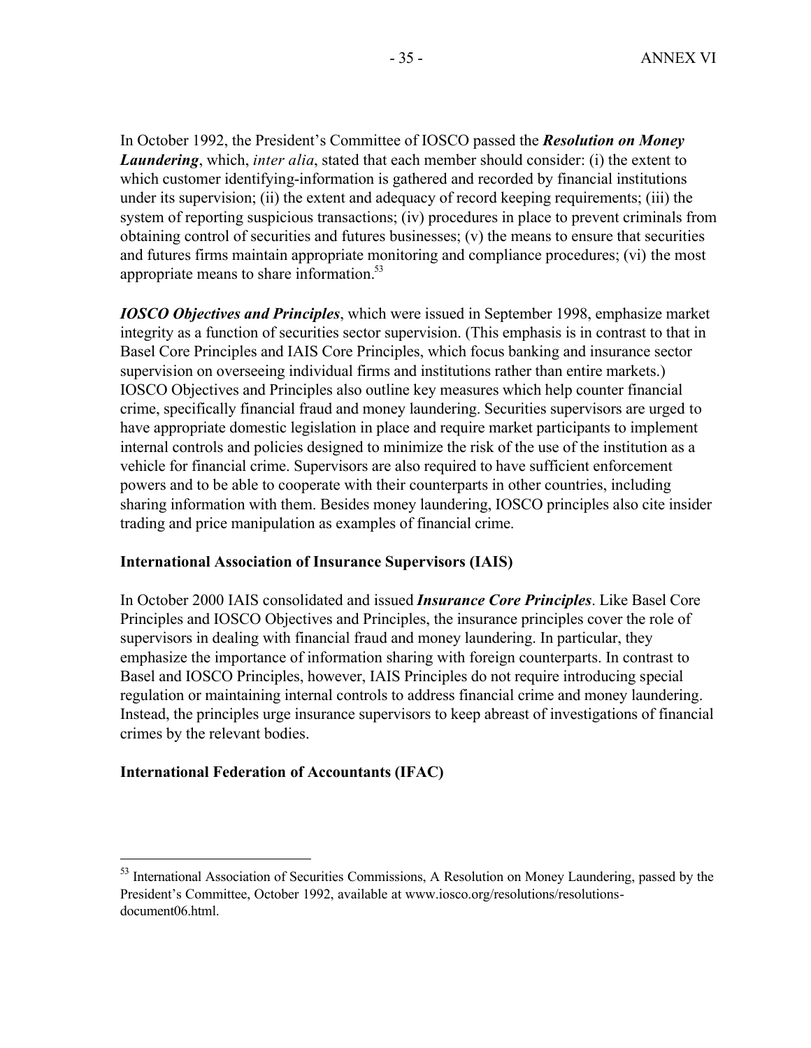In October 1992, the President's Committee of IOSCO passed the ***Resolution on Money Laundering***, which, *inter alia*, stated that each member should consider: (i) the extent to which customer identifying-information is gathered and recorded by financial institutions under its supervision; (ii) the extent and adequacy of record keeping requirements; (iii) the system of reporting suspicious transactions; (iv) procedures in place to prevent criminals from obtaining control of securities and futures businesses; (v) the means to ensure that securities and futures firms maintain appropriate monitoring and compliance procedures; (vi) the most appropriate means to share information.[53]

***IOSCO Objectives and Principles***, which were issued in September 1998, emphasize market integrity as a function of securities sector supervision. (This emphasis is in contrast to that in Basel Core Principles and IAIS Core Principles, which focus banking and insurance sector supervision on overseeing individual firms and institutions rather than entire markets.) IOSCO Objectives and Principles also outline key measures which help counter financial crime, specifically financial fraud and money laundering. Securities supervisors are urged to have appropriate domestic legislation in place and require market participants to implement internal controls and policies designed to minimize the risk of the use of the institution as a vehicle for financial crime. Supervisors are also required to have sufficient enforcement powers and to be able to cooperate with their counterparts in other countries, including sharing information with them. Besides money laundering, IOSCO principles also cite insider trading and price manipulation as examples of financial crime.

**International Association of Insurance Supervisors (IAIS)**

In October 2000 IAIS consolidated and issued ***Insurance Core Principles***. Like Basel Core Principles and IOSCO Objectives and Principles, the insurance principles cover the role of supervisors in dealing with financial fraud and money laundering. In particular, they emphasize the importance of information sharing with foreign counterparts. In contrast to Basel and IOSCO Principles, however, IAIS Principles do not require introducing special regulation or maintaining internal controls to address financial crime and money laundering. Instead, the principles urge insurance supervisors to keep abreast of investigations of financial crimes by the relevant bodies.

**International Federation of Accountants (IFAC)**

---

[53] International Association of Securities Commissions, A Resolution on Money Laundering, passed by the President's Committee, October 1992, available at www.iosco.org/resolutions/resolutions-document06.html.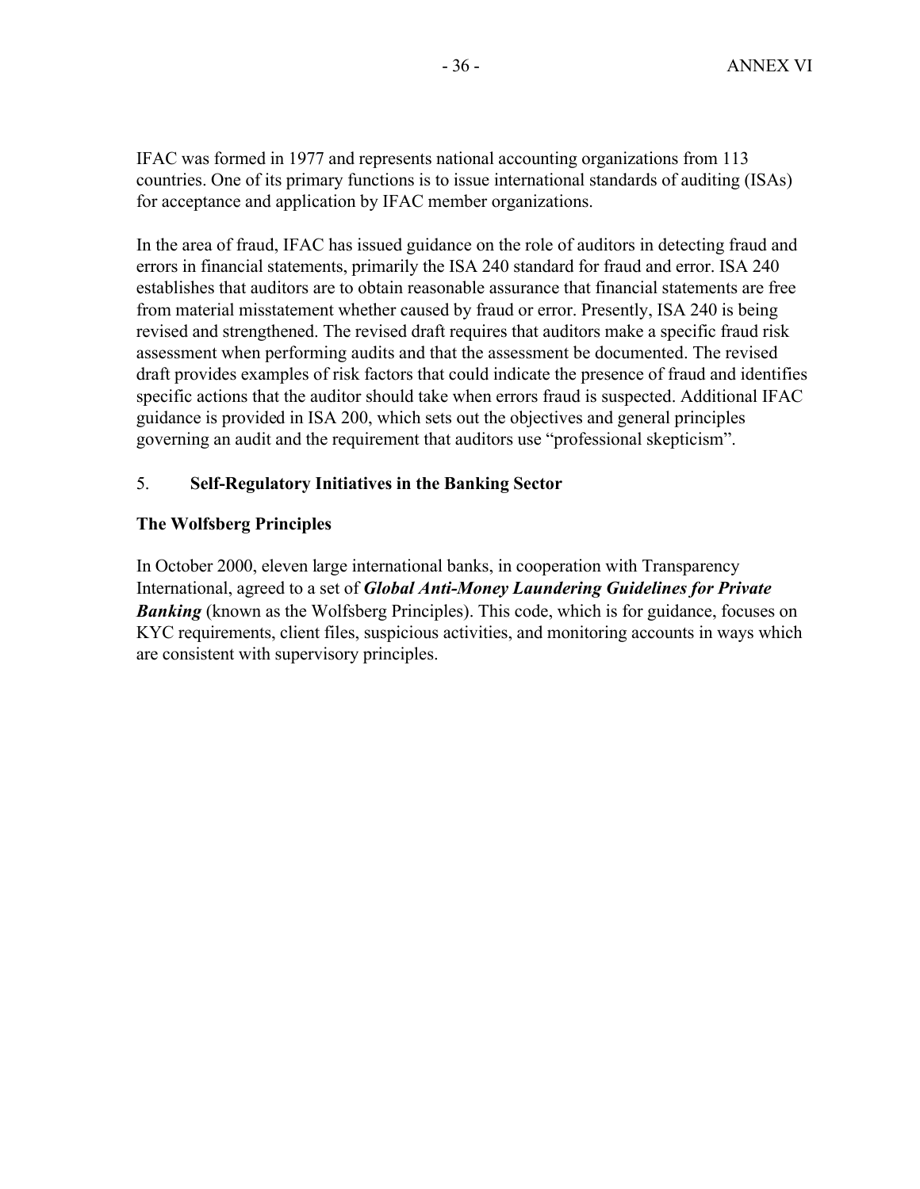IFAC was formed in 1977 and represents national accounting organizations from 113 countries. One of its primary functions is to issue international standards of auditing (ISAs) for acceptance and application by IFAC member organizations.

In the area of fraud, IFAC has issued guidance on the role of auditors in detecting fraud and errors in financial statements, primarily the ISA 240 standard for fraud and error. ISA 240 establishes that auditors are to obtain reasonable assurance that financial statements are free from material misstatement whether caused by fraud or error. Presently, ISA 240 is being revised and strengthened. The revised draft requires that auditors make a specific fraud risk assessment when performing audits and that the assessment be documented. The revised draft provides examples of risk factors that could indicate the presence of fraud and identifies specific actions that the auditor should take when errors fraud is suspected. Additional IFAC guidance is provided in ISA 200, which sets out the objectives and general principles governing an audit and the requirement that auditors use "professional skepticism".

## 5. Self-Regulatory Initiatives in the Banking Sector

### The Wolfsberg Principles

In October 2000, eleven large international banks, in cooperation with Transparency International, agreed to a set of ***Global Anti-Money Laundering Guidelines for Private Banking*** (known as the Wolfsberg Principles). This code, which is for guidance, focuses on KYC requirements, client files, suspicious activities, and monitoring accounts in ways which are consistent with supervisory principles.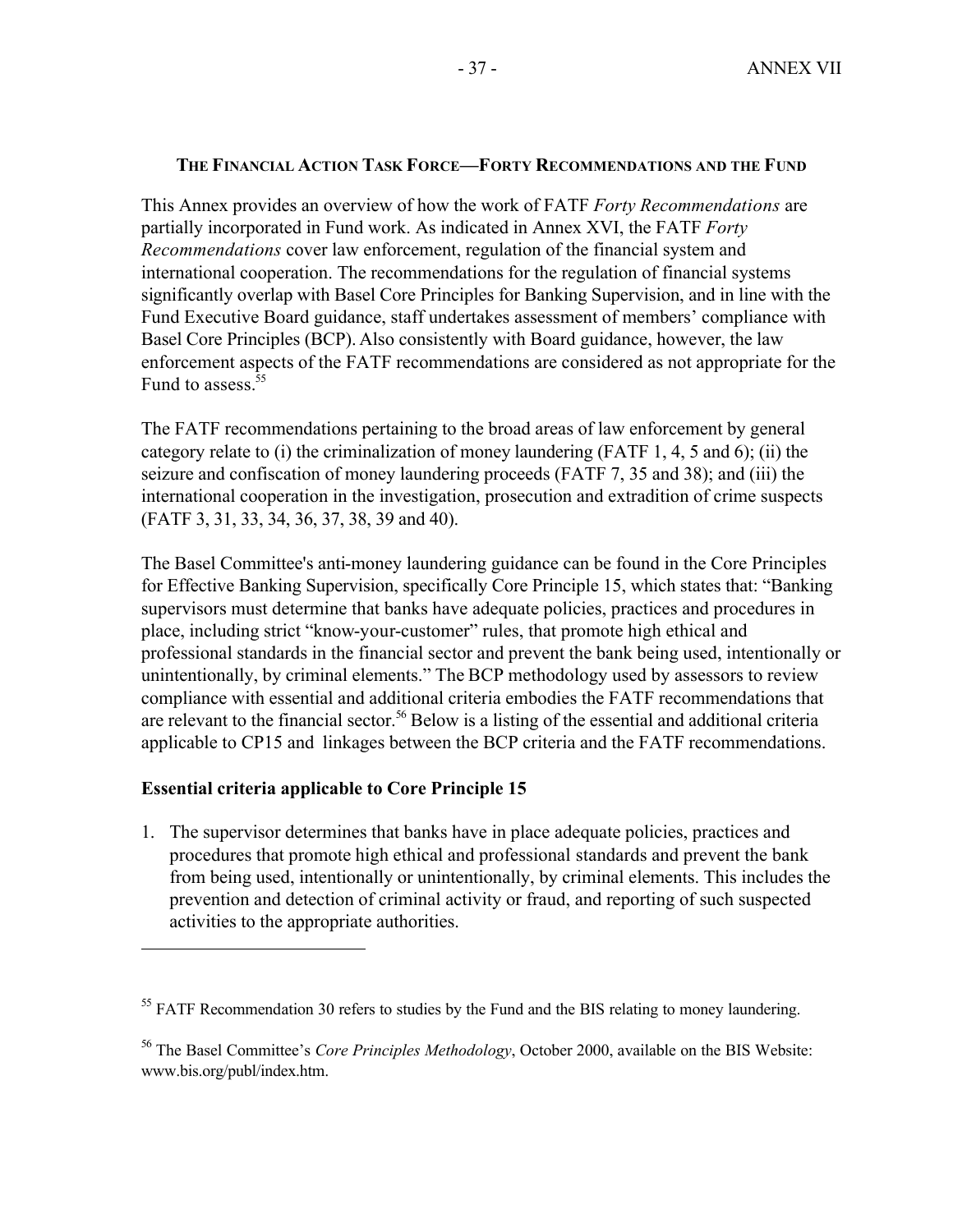**THE FINANCIAL ACTION TASK FORCE—FORTY RECOMMENDATIONS AND THE FUND**

This Annex provides an overview of how the work of FATF *Forty Recommendations* are partially incorporated in Fund work. As indicated in Annex XVI, the FATF *Forty Recommendations* cover law enforcement, regulation of the financial system and international cooperation. The recommendations for the regulation of financial systems significantly overlap with Basel Core Principles for Banking Supervision, and in line with the Fund Executive Board guidance, staff undertakes assessment of members' compliance with Basel Core Principles (BCP). Also consistently with Board guidance, however, the law enforcement aspects of the FATF recommendations are considered as not appropriate for the Fund to assess.[55]

The FATF recommendations pertaining to the broad areas of law enforcement by general category relate to (i) the criminalization of money laundering (FATF 1, 4, 5 and 6); (ii) the seizure and confiscation of money laundering proceeds (FATF 7, 35 and 38); and (iii) the international cooperation in the investigation, prosecution and extradition of crime suspects (FATF 3, 31, 33, 34, 36, 37, 38, 39 and 40).

The Basel Committee's anti-money laundering guidance can be found in the Core Principles for Effective Banking Supervision, specifically Core Principle 15, which states that: "Banking supervisors must determine that banks have adequate policies, practices and procedures in place, including strict "know-your-customer" rules, that promote high ethical and professional standards in the financial sector and prevent the bank being used, intentionally or unintentionally, by criminal elements." The BCP methodology used by assessors to review compliance with essential and additional criteria embodies the FATF recommendations that are relevant to the financial sector.[56] Below is a listing of the essential and additional criteria applicable to CP15 and linkages between the BCP criteria and the FATF recommendations.

**Essential criteria applicable to Core Principle 15**

1. The supervisor determines that banks have in place adequate policies, practices and procedures that promote high ethical and professional standards and prevent the bank from being used, intentionally or unintentionally, by criminal elements. This includes the prevention and detection of criminal activity or fraud, and reporting of such suspected activities to the appropriate authorities.

---

[55] FATF Recommendation 30 refers to studies by the Fund and the BIS relating to money laundering.

[56] The Basel Committee's *Core Principles Methodology*, October 2000, available on the BIS Website: www.bis.org/publ/index.htm.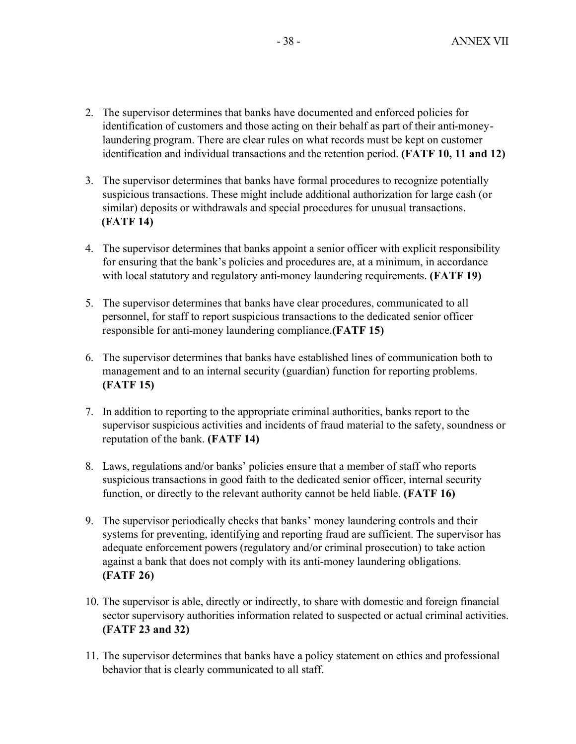2. The supervisor determines that banks have documented and enforced policies for identification of customers and those acting on their behalf as part of their anti-money-laundering program. There are clear rules on what records must be kept on customer identification and individual transactions and the retention period. **(FATF 10, 11 and 12)**

3. The supervisor determines that banks have formal procedures to recognize potentially suspicious transactions. These might include additional authorization for large cash (or similar) deposits or withdrawals and special procedures for unusual transactions. **(FATF 14)**

4. The supervisor determines that banks appoint a senior officer with explicit responsibility for ensuring that the bank's policies and procedures are, at a minimum, in accordance with local statutory and regulatory anti-money laundering requirements. **(FATF 19)**

5. The supervisor determines that banks have clear procedures, communicated to all personnel, for staff to report suspicious transactions to the dedicated senior officer responsible for anti-money laundering compliance.**(FATF 15)**

6. The supervisor determines that banks have established lines of communication both to management and to an internal security (guardian) function for reporting problems. **(FATF 15)**

7. In addition to reporting to the appropriate criminal authorities, banks report to the supervisor suspicious activities and incidents of fraud material to the safety, soundness or reputation of the bank. **(FATF 14)**

8. Laws, regulations and/or banks' policies ensure that a member of staff who reports suspicious transactions in good faith to the dedicated senior officer, internal security function, or directly to the relevant authority cannot be held liable. **(FATF 16)**

9. The supervisor periodically checks that banks' money laundering controls and their systems for preventing, identifying and reporting fraud are sufficient. The supervisor has adequate enforcement powers (regulatory and/or criminal prosecution) to take action against a bank that does not comply with its anti-money laundering obligations. **(FATF 26)**

10. The supervisor is able, directly or indirectly, to share with domestic and foreign financial sector supervisory authorities information related to suspected or actual criminal activities. **(FATF 23 and 32)**

11. The supervisor determines that banks have a policy statement on ethics and professional behavior that is clearly communicated to all staff.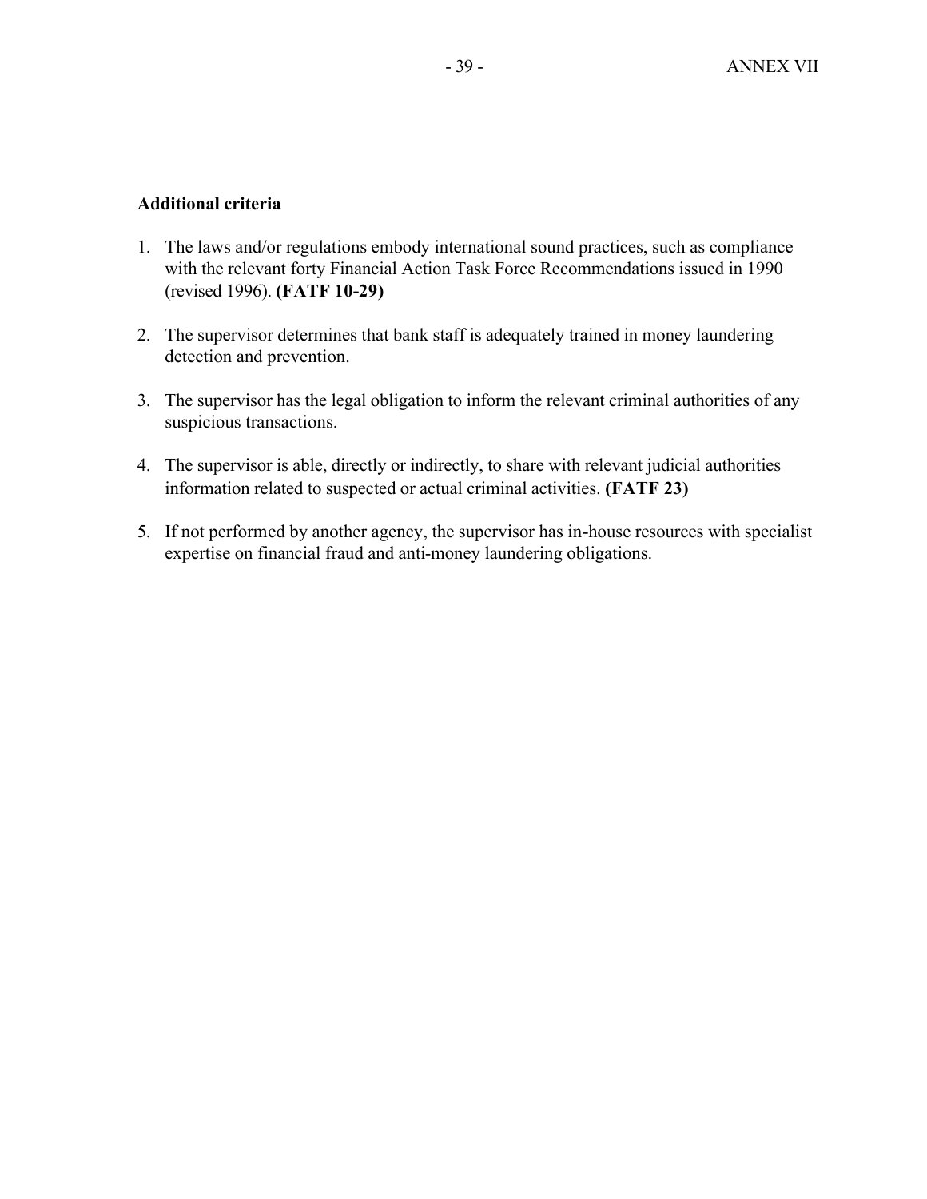**Additional criteria**

1. The laws and/or regulations embody international sound practices, such as compliance with the relevant forty Financial Action Task Force Recommendations issued in 1990 (revised 1996). **(FATF 10-29)**

2. The supervisor determines that bank staff is adequately trained in money laundering detection and prevention.

3. The supervisor has the legal obligation to inform the relevant criminal authorities of any suspicious transactions.

4. The supervisor is able, directly or indirectly, to share with relevant judicial authorities information related to suspected or actual criminal activities. **(FATF 23)**

5. If not performed by another agency, the supervisor has in-house resources with specialist expertise on financial fraud and anti-money laundering obligations.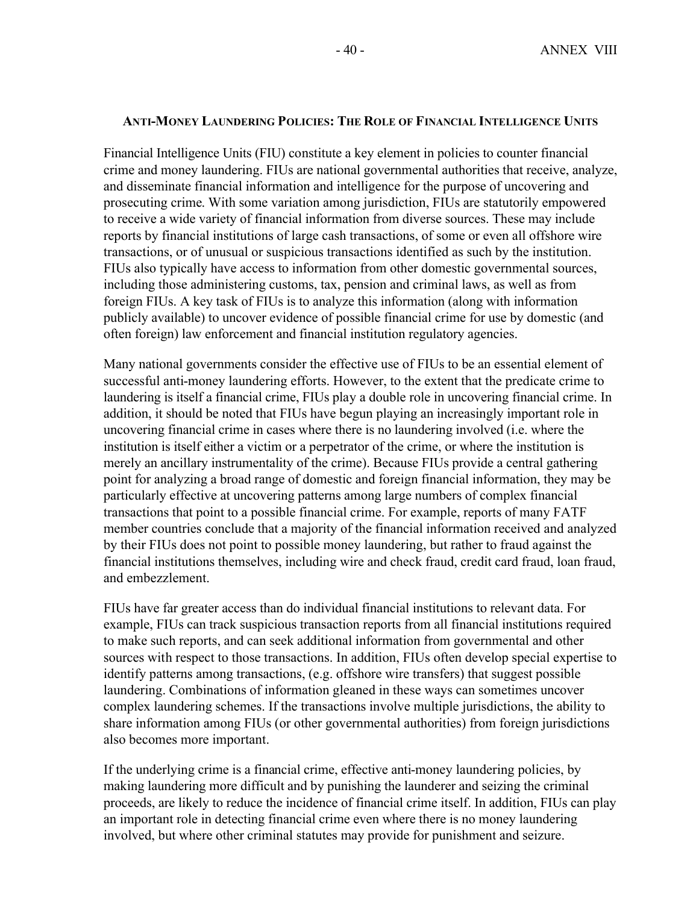## Anti-Money Laundering Policies: The Role of Financial Intelligence Units

Financial Intelligence Units (FIU) constitute a key element in policies to counter financial crime and money laundering. FIUs are national governmental authorities that receive, analyze, and disseminate financial information and intelligence for the purpose of uncovering and prosecuting crime. With some variation among jurisdiction, FIUs are statutorily empowered to receive a wide variety of financial information from diverse sources. These may include reports by financial institutions of large cash transactions, of some or even all offshore wire transactions, or of unusual or suspicious transactions identified as such by the institution. FIUs also typically have access to information from other domestic governmental sources, including those administering customs, tax, pension and criminal laws, as well as from foreign FIUs. A key task of FIUs is to analyze this information (along with information publicly available) to uncover evidence of possible financial crime for use by domestic (and often foreign) law enforcement and financial institution regulatory agencies.

Many national governments consider the effective use of FIUs to be an essential element of successful anti-money laundering efforts. However, to the extent that the predicate crime to laundering is itself a financial crime, FIUs play a double role in uncovering financial crime. In addition, it should be noted that FIUs have begun playing an increasingly important role in uncovering financial crime in cases where there is no laundering involved (i.e. where the institution is itself either a victim or a perpetrator of the crime, or where the institution is merely an ancillary instrumentality of the crime). Because FIUs provide a central gathering point for analyzing a broad range of domestic and foreign financial information, they may be particularly effective at uncovering patterns among large numbers of complex financial transactions that point to a possible financial crime. For example, reports of many FATF member countries conclude that a majority of the financial information received and analyzed by their FIUs does not point to possible money laundering, but rather to fraud against the financial institutions themselves, including wire and check fraud, credit card fraud, loan fraud, and embezzlement.

FIUs have far greater access than do individual financial institutions to relevant data. For example, FIUs can track suspicious transaction reports from all financial institutions required to make such reports, and can seek additional information from governmental and other sources with respect to those transactions. In addition, FIUs often develop special expertise to identify patterns among transactions, (e.g. offshore wire transfers) that suggest possible laundering. Combinations of information gleaned in these ways can sometimes uncover complex laundering schemes. If the transactions involve multiple jurisdictions, the ability to share information among FIUs (or other governmental authorities) from foreign jurisdictions also becomes more important.

If the underlying crime is a financial crime, effective anti-money laundering policies, by making laundering more difficult and by punishing the launderer and seizing the criminal proceeds, are likely to reduce the incidence of financial crime itself. In addition, FIUs can play an important role in detecting financial crime even where there is no money laundering involved, but where other criminal statutes may provide for punishment and seizure.